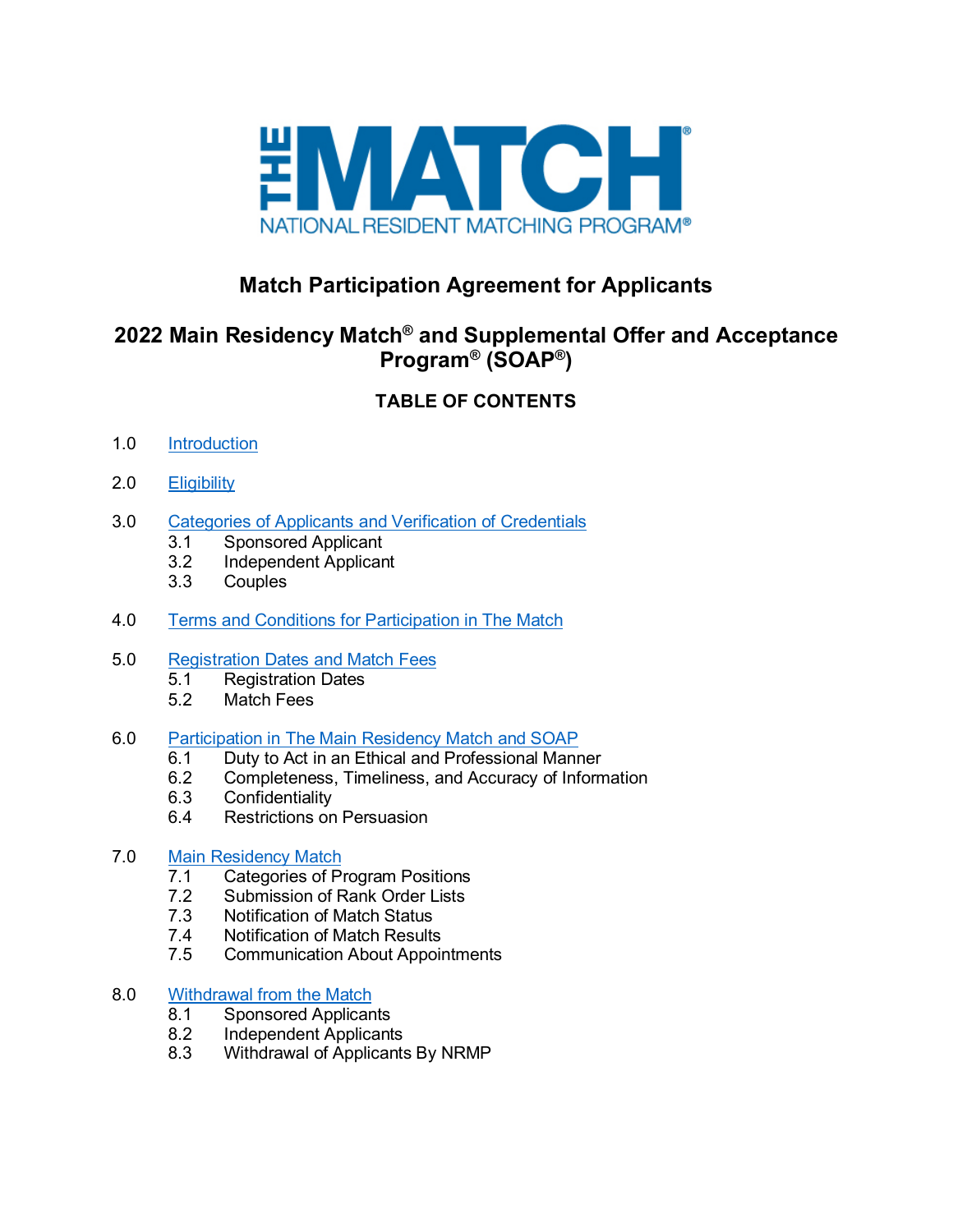THE MATCH®

NATIONAL RESIDENT MATCHING PROGRAM®

# Match Participation Agreement for Applicants

## 2022 Main Residency Match® and Supplemental Offer and Acceptance Program® (SOAP®)

### TABLE OF CONTENTS

1.0 Introduction

2.0 Eligibility

3.0 Categories of Applicants and Verification of Credentials
- 3.1 Sponsored Applicant
- 3.2 Independent Applicant
- 3.3 Couples

4.0 Terms and Conditions for Participation in The Match

5.0 Registration Dates and Match Fees
- 5.1 Registration Dates
- 5.2 Match Fees

6.0 Participation in The Main Residency Match and SOAP
- 6.1 Duty to Act in an Ethical and Professional Manner
- 6.2 Completeness, Timeliness, and Accuracy of Information
- 6.3 Confidentiality
- 6.4 Restrictions on Persuasion

7.0 Main Residency Match
- 7.1 Categories of Program Positions
- 7.2 Submission of Rank Order Lists
- 7.3 Notification of Match Status
- 7.4 Notification of Match Results
- 7.5 Communication About Appointments

8.0 Withdrawal from the Match
- 8.1 Sponsored Applicants
- 8.2 Independent Applicants
- 8.3 Withdrawal of Applicants By NRMP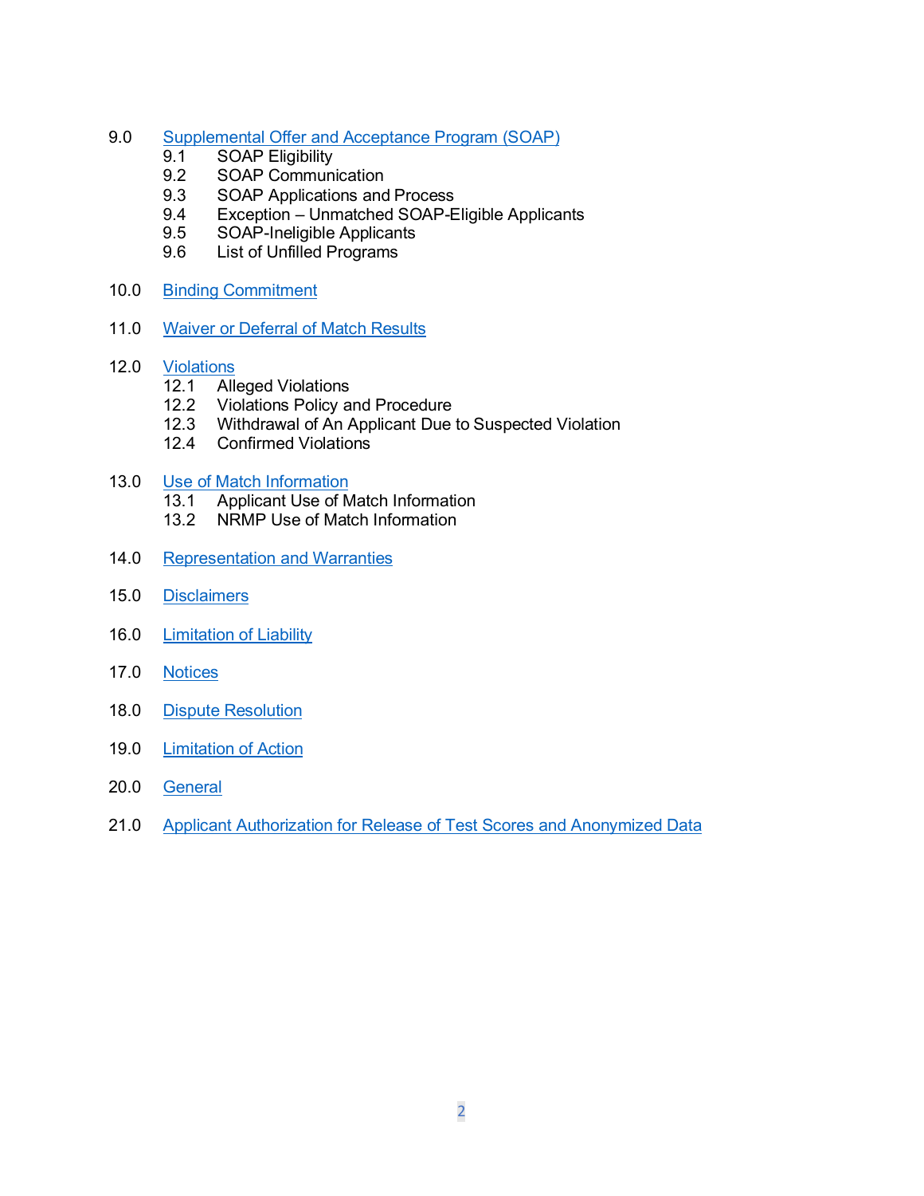9.0 Supplemental Offer and Acceptance Program (SOAP)
- 9.1 SOAP Eligibility
- 9.2 SOAP Communication
- 9.3 SOAP Applications and Process
- 9.4 Exception – Unmatched SOAP-Eligible Applicants
- 9.5 SOAP-Ineligible Applicants
- 9.6 List of Unfilled Programs

10.0 Binding Commitment

11.0 Waiver or Deferral of Match Results

12.0 Violations
- 12.1 Alleged Violations
- 12.2 Violations Policy and Procedure
- 12.3 Withdrawal of An Applicant Due to Suspected Violation
- 12.4 Confirmed Violations

13.0 Use of Match Information
- 13.1 Applicant Use of Match Information
- 13.2 NRMP Use of Match Information

14.0 Representation and Warranties

15.0 Disclaimers

16.0 Limitation of Liability

17.0 Notices

18.0 Dispute Resolution

19.0 Limitation of Action

20.0 General

21.0 Applicant Authorization for Release of Test Scores and Anonymized Data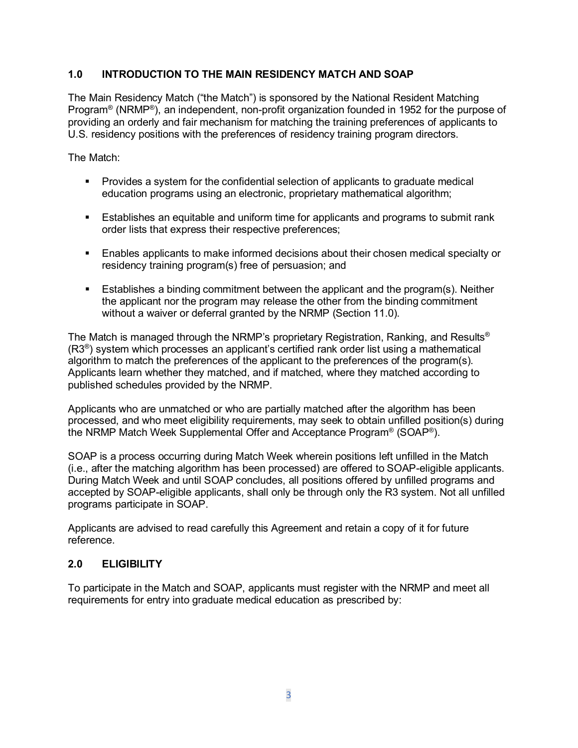## 1.0 INTRODUCTION TO THE MAIN RESIDENCY MATCH AND SOAP

The Main Residency Match ("the Match") is sponsored by the National Resident Matching Program® (NRMP®), an independent, non-profit organization founded in 1952 for the purpose of providing an orderly and fair mechanism for matching the training preferences of applicants to U.S. residency positions with the preferences of residency training program directors.

The Match:

- Provides a system for the confidential selection of applicants to graduate medical education programs using an electronic, proprietary mathematical algorithm;
- Establishes an equitable and uniform time for applicants and programs to submit rank order lists that express their respective preferences;
- Enables applicants to make informed decisions about their chosen medical specialty or residency training program(s) free of persuasion; and
- Establishes a binding commitment between the applicant and the program(s). Neither the applicant nor the program may release the other from the binding commitment without a waiver or deferral granted by the NRMP (Section 11.0).

The Match is managed through the NRMP's proprietary Registration, Ranking, and Results® (R3®) system which processes an applicant's certified rank order list using a mathematical algorithm to match the preferences of the applicant to the preferences of the program(s). Applicants learn whether they matched, and if matched, where they matched according to published schedules provided by the NRMP.

Applicants who are unmatched or who are partially matched after the algorithm has been processed, and who meet eligibility requirements, may seek to obtain unfilled position(s) during the NRMP Match Week Supplemental Offer and Acceptance Program® (SOAP®).

SOAP is a process occurring during Match Week wherein positions left unfilled in the Match (i.e., after the matching algorithm has been processed) are offered to SOAP-eligible applicants. During Match Week and until SOAP concludes, all positions offered by unfilled programs and accepted by SOAP-eligible applicants, shall only be through only the R3 system. Not all unfilled programs participate in SOAP.

Applicants are advised to read carefully this Agreement and retain a copy of it for future reference.

## 2.0 ELIGIBILITY

To participate in the Match and SOAP, applicants must register with the NRMP and meet all requirements for entry into graduate medical education as prescribed by: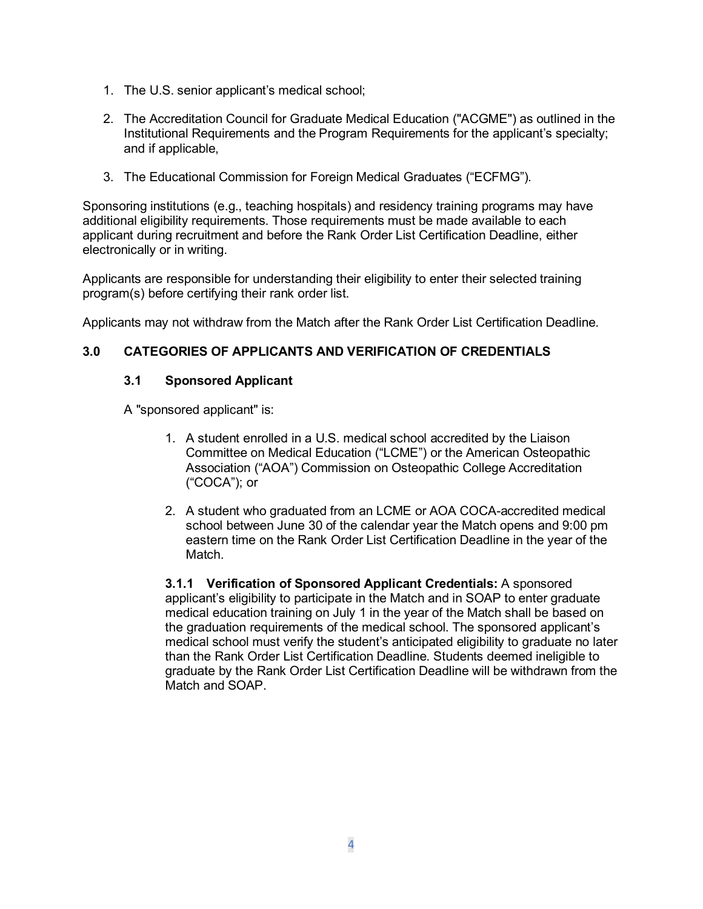1. The U.S. senior applicant's medical school;

2. The Accreditation Council for Graduate Medical Education ("ACGME") as outlined in the Institutional Requirements and the Program Requirements for the applicant's specialty; and if applicable,

3. The Educational Commission for Foreign Medical Graduates ("ECFMG").

Sponsoring institutions (e.g., teaching hospitals) and residency training programs may have additional eligibility requirements. Those requirements must be made available to each applicant during recruitment and before the Rank Order List Certification Deadline, either electronically or in writing.

Applicants are responsible for understanding their eligibility to enter their selected training program(s) before certifying their rank order list.

Applicants may not withdraw from the Match after the Rank Order List Certification Deadline.

## 3.0 CATEGORIES OF APPLICANTS AND VERIFICATION OF CREDENTIALS

### 3.1 Sponsored Applicant

A "sponsored applicant" is:

1. A student enrolled in a U.S. medical school accredited by the Liaison Committee on Medical Education ("LCME") or the American Osteopathic Association ("AOA") Commission on Osteopathic College Accreditation ("COCA"); or

2. A student who graduated from an LCME or AOA COCA-accredited medical school between June 30 of the calendar year the Match opens and 9:00 pm eastern time on the Rank Order List Certification Deadline in the year of the Match.

**3.1.1 Verification of Sponsored Applicant Credentials:** A sponsored applicant's eligibility to participate in the Match and in SOAP to enter graduate medical education training on July 1 in the year of the Match shall be based on the graduation requirements of the medical school. The sponsored applicant's medical school must verify the student's anticipated eligibility to graduate no later than the Rank Order List Certification Deadline. Students deemed ineligible to graduate by the Rank Order List Certification Deadline will be withdrawn from the Match and SOAP.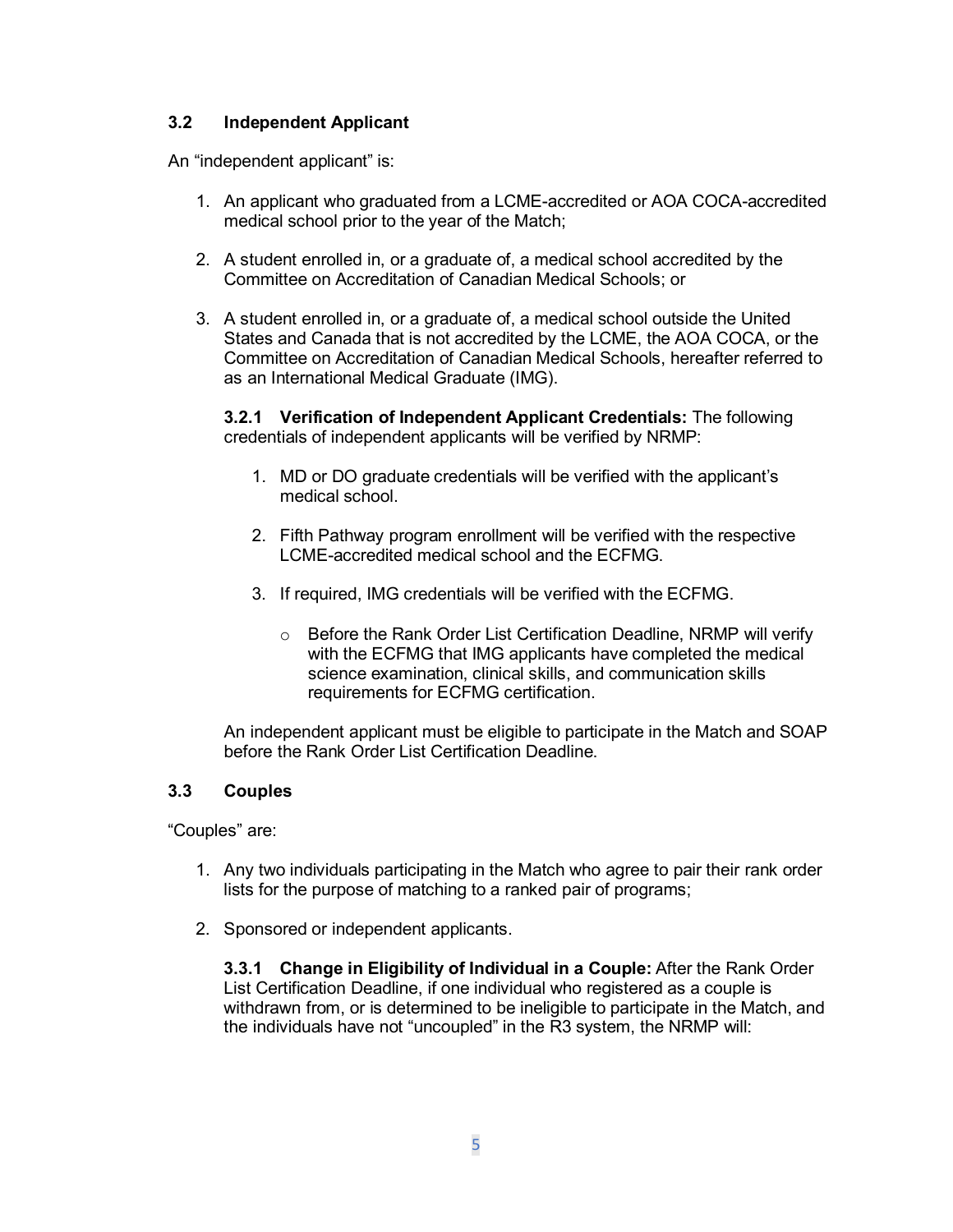### 3.2 Independent Applicant

An "independent applicant" is:

1. An applicant who graduated from a LCME-accredited or AOA COCA-accredited medical school prior to the year of the Match;

2. A student enrolled in, or a graduate of, a medical school accredited by the Committee on Accreditation of Canadian Medical Schools; or

3. A student enrolled in, or a graduate of, a medical school outside the United States and Canada that is not accredited by the LCME, the AOA COCA, or the Committee on Accreditation of Canadian Medical Schools, hereafter referred to as an International Medical Graduate (IMG).

   **3.2.1 Verification of Independent Applicant Credentials:** The following credentials of independent applicants will be verified by NRMP:

   1. MD or DO graduate credentials will be verified with the applicant's medical school.

   2. Fifth Pathway program enrollment will be verified with the respective LCME-accredited medical school and the ECFMG.

   3. If required, IMG credentials will be verified with the ECFMG.

      - Before the Rank Order List Certification Deadline, NRMP will verify with the ECFMG that IMG applicants have completed the medical science examination, clinical skills, and communication skills requirements for ECFMG certification.

   An independent applicant must be eligible to participate in the Match and SOAP before the Rank Order List Certification Deadline.

### 3.3 Couples

"Couples" are:

1. Any two individuals participating in the Match who agree to pair their rank order lists for the purpose of matching to a ranked pair of programs;

2. Sponsored or independent applicants.

   **3.3.1 Change in Eligibility of Individual in a Couple:** After the Rank Order List Certification Deadline, if one individual who registered as a couple is withdrawn from, or is determined to be ineligible to participate in the Match, and the individuals have not "uncoupled" in the R3 system, the NRMP will: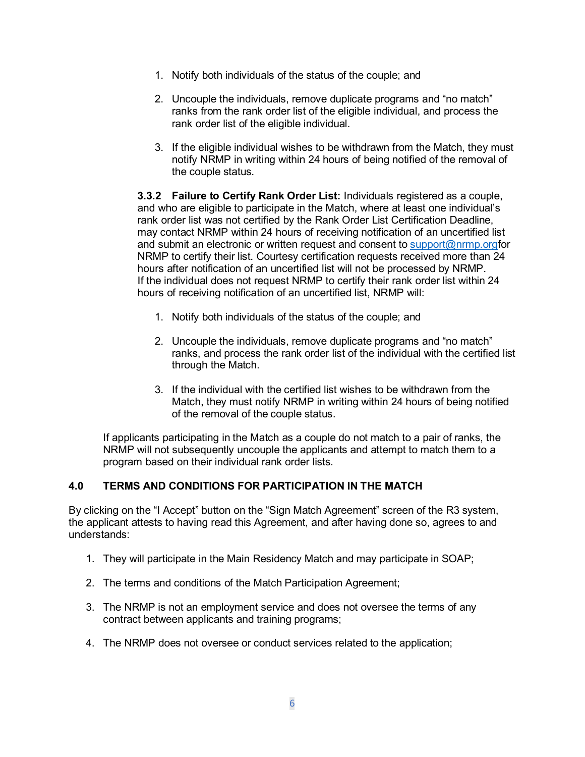1. Notify both individuals of the status of the couple; and

2. Uncouple the individuals, remove duplicate programs and "no match" ranks from the rank order list of the eligible individual, and process the rank order list of the eligible individual.

3. If the eligible individual wishes to be withdrawn from the Match, they must notify NRMP in writing within 24 hours of being notified of the removal of the couple status.

**3.3.2 Failure to Certify Rank Order List:** Individuals registered as a couple, and who are eligible to participate in the Match, where at least one individual's rank order list was not certified by the Rank Order List Certification Deadline, may contact NRMP within 24 hours of receiving notification of an uncertified list and submit an electronic or written request and consent to support@nrmp.orgfor NRMP to certify their list. Courtesy certification requests received more than 24 hours after notification of an uncertified list will not be processed by NRMP. If the individual does not request NRMP to certify their rank order list within 24 hours of receiving notification of an uncertified list, NRMP will:

1. Notify both individuals of the status of the couple; and

2. Uncouple the individuals, remove duplicate programs and "no match" ranks, and process the rank order list of the individual with the certified list through the Match.

3. If the individual with the certified list wishes to be withdrawn from the Match, they must notify NRMP in writing within 24 hours of being notified of the removal of the couple status.

If applicants participating in the Match as a couple do not match to a pair of ranks, the NRMP will not subsequently uncouple the applicants and attempt to match them to a program based on their individual rank order lists.

## 4.0 TERMS AND CONDITIONS FOR PARTICIPATION IN THE MATCH

By clicking on the "I Accept" button on the "Sign Match Agreement" screen of the R3 system, the applicant attests to having read this Agreement, and after having done so, agrees to and understands:

1. They will participate in the Main Residency Match and may participate in SOAP;

2. The terms and conditions of the Match Participation Agreement;

3. The NRMP is not an employment service and does not oversee the terms of any contract between applicants and training programs;

4. The NRMP does not oversee or conduct services related to the application;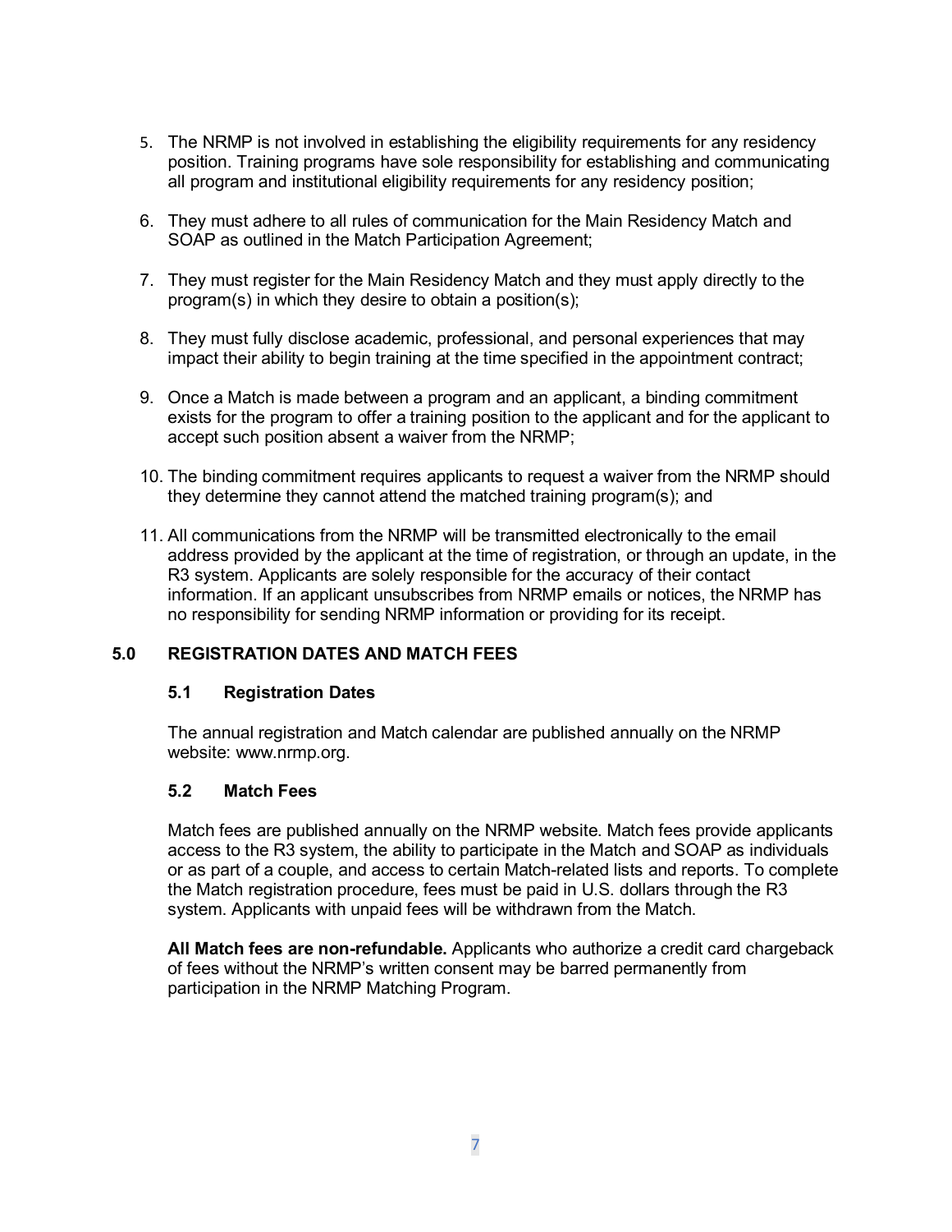5. The NRMP is not involved in establishing the eligibility requirements for any residency position. Training programs have sole responsibility for establishing and communicating all program and institutional eligibility requirements for any residency position;
6. They must adhere to all rules of communication for the Main Residency Match and SOAP as outlined in the Match Participation Agreement;
7. They must register for the Main Residency Match and they must apply directly to the program(s) in which they desire to obtain a position(s);
8. They must fully disclose academic, professional, and personal experiences that may impact their ability to begin training at the time specified in the appointment contract;
9. Once a Match is made between a program and an applicant, a binding commitment exists for the program to offer a training position to the applicant and for the applicant to accept such position absent a waiver from the NRMP;
10. The binding commitment requires applicants to request a waiver from the NRMP should they determine they cannot attend the matched training program(s); and
11. All communications from the NRMP will be transmitted electronically to the email address provided by the applicant at the time of registration, or through an update, in the R3 system. Applicants are solely responsible for the accuracy of their contact information. If an applicant unsubscribes from NRMP emails or notices, the NRMP has no responsibility for sending NRMP information or providing for its receipt.

## 5.0 REGISTRATION DATES AND MATCH FEES

### 5.1 Registration Dates

The annual registration and Match calendar are published annually on the NRMP website: www.nrmp.org.

### 5.2 Match Fees

Match fees are published annually on the NRMP website. Match fees provide applicants access to the R3 system, the ability to participate in the Match and SOAP as individuals or as part of a couple, and access to certain Match-related lists and reports. To complete the Match registration procedure, fees must be paid in U.S. dollars through the R3 system. Applicants with unpaid fees will be withdrawn from the Match.

**All Match fees are non-refundable.** Applicants who authorize a credit card chargeback of fees without the NRMP's written consent may be barred permanently from participation in the NRMP Matching Program.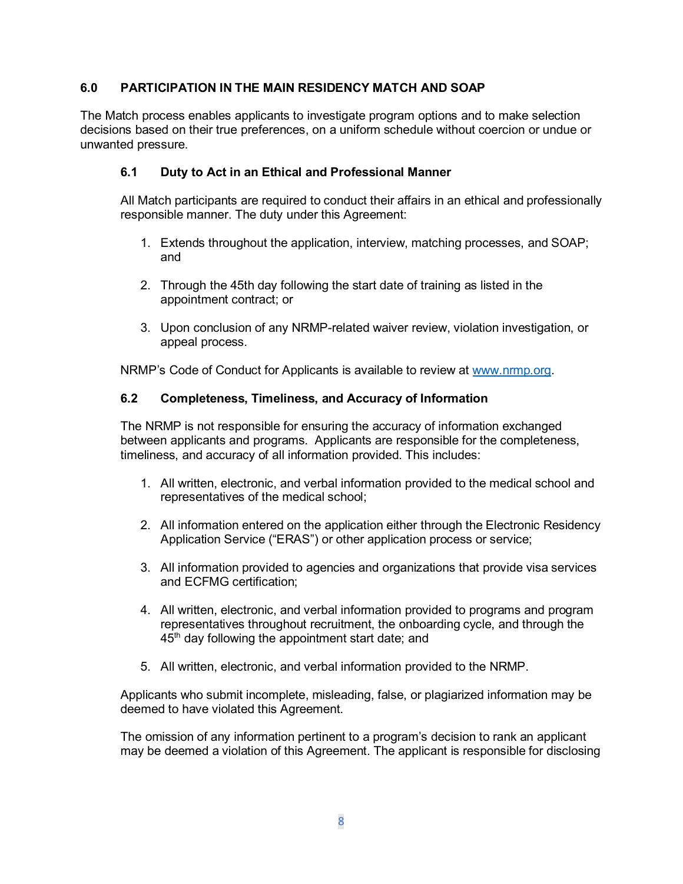## 6.0 PARTICIPATION IN THE MAIN RESIDENCY MATCH AND SOAP

The Match process enables applicants to investigate program options and to make selection decisions based on their true preferences, on a uniform schedule without coercion or undue or unwanted pressure.

### 6.1 Duty to Act in an Ethical and Professional Manner

All Match participants are required to conduct their affairs in an ethical and professionally responsible manner. The duty under this Agreement:

1. Extends throughout the application, interview, matching processes, and SOAP; and
2. Through the 45th day following the start date of training as listed in the appointment contract; or
3. Upon conclusion of any NRMP-related waiver review, violation investigation, or appeal process.

NRMP's Code of Conduct for Applicants is available to review at [www.nrmp.org](http://www.nrmp.org).

### 6.2 Completeness, Timeliness, and Accuracy of Information

The NRMP is not responsible for ensuring the accuracy of information exchanged between applicants and programs. Applicants are responsible for the completeness, timeliness, and accuracy of all information provided. This includes:

1. All written, electronic, and verbal information provided to the medical school and representatives of the medical school;
2. All information entered on the application either through the Electronic Residency Application Service ("ERAS") or other application process or service;
3. All information provided to agencies and organizations that provide visa services and ECFMG certification;
4. All written, electronic, and verbal information provided to programs and program representatives throughout recruitment, the onboarding cycle, and through the 45th day following the appointment start date; and
5. All written, electronic, and verbal information provided to the NRMP.

Applicants who submit incomplete, misleading, false, or plagiarized information may be deemed to have violated this Agreement.

The omission of any information pertinent to a program's decision to rank an applicant may be deemed a violation of this Agreement. The applicant is responsible for disclosing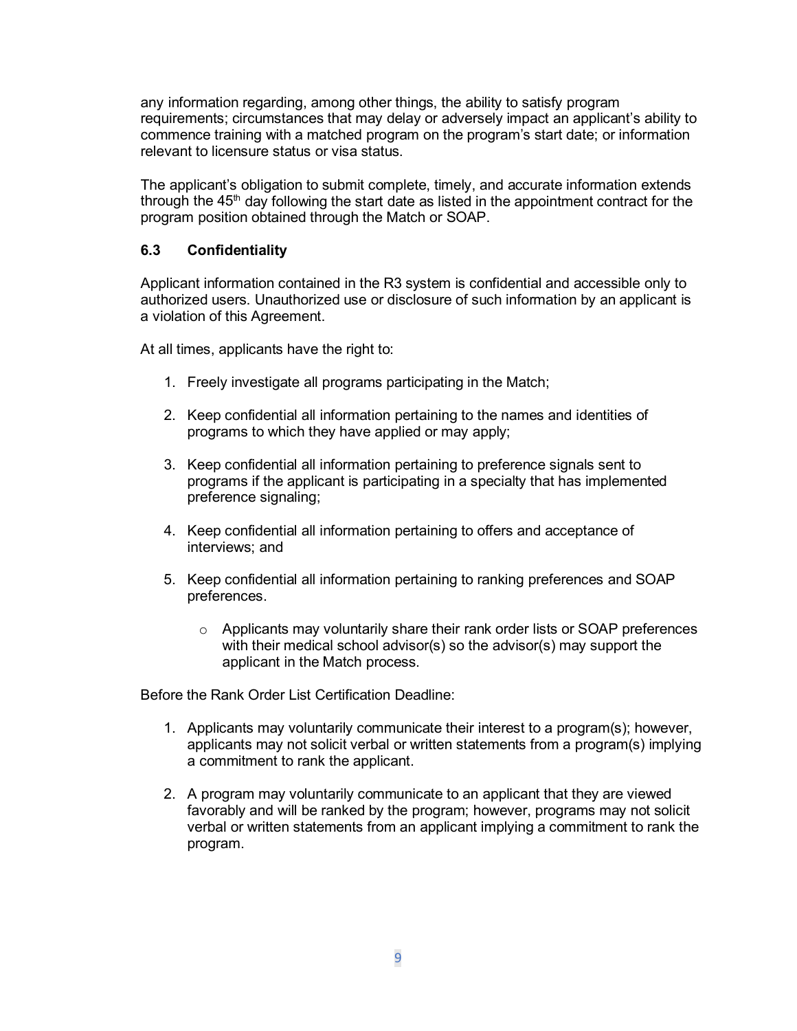any information regarding, among other things, the ability to satisfy program requirements; circumstances that may delay or adversely impact an applicant's ability to commence training with a matched program on the program's start date; or information relevant to licensure status or visa status.

The applicant's obligation to submit complete, timely, and accurate information extends through the 45th day following the start date as listed in the appointment contract for the program position obtained through the Match or SOAP.

### 6.3 Confidentiality

Applicant information contained in the R3 system is confidential and accessible only to authorized users. Unauthorized use or disclosure of such information by an applicant is a violation of this Agreement.

At all times, applicants have the right to:

1. Freely investigate all programs participating in the Match;
2. Keep confidential all information pertaining to the names and identities of programs to which they have applied or may apply;
3. Keep confidential all information pertaining to preference signals sent to programs if the applicant is participating in a specialty that has implemented preference signaling;
4. Keep confidential all information pertaining to offers and acceptance of interviews; and
5. Keep confidential all information pertaining to ranking preferences and SOAP preferences.
   - Applicants may voluntarily share their rank order lists or SOAP preferences with their medical school advisor(s) so the advisor(s) may support the applicant in the Match process.

Before the Rank Order List Certification Deadline:

1. Applicants may voluntarily communicate their interest to a program(s); however, applicants may not solicit verbal or written statements from a program(s) implying a commitment to rank the applicant.
2. A program may voluntarily communicate to an applicant that they are viewed favorably and will be ranked by the program; however, programs may not solicit verbal or written statements from an applicant implying a commitment to rank the program.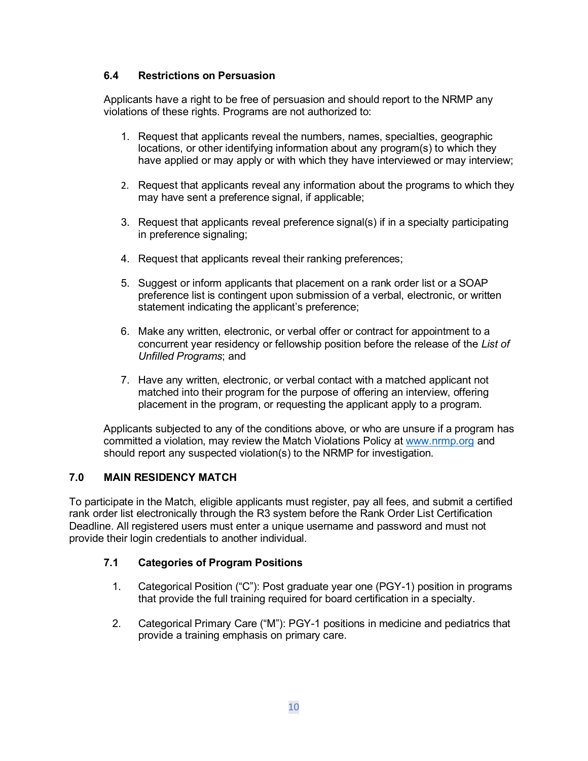### 6.4 Restrictions on Persuasion

Applicants have a right to be free of persuasion and should report to the NRMP any violations of these rights. Programs are not authorized to:

1. Request that applicants reveal the numbers, names, specialties, geographic locations, or other identifying information about any program(s) to which they have applied or may apply or with which they have interviewed or may interview;

2. Request that applicants reveal any information about the programs to which they may have sent a preference signal, if applicable;

3. Request that applicants reveal preference signal(s) if in a specialty participating in preference signaling;

4. Request that applicants reveal their ranking preferences;

5. Suggest or inform applicants that placement on a rank order list or a SOAP preference list is contingent upon submission of a verbal, electronic, or written statement indicating the applicant's preference;

6. Make any written, electronic, or verbal offer or contract for appointment to a concurrent year residency or fellowship position before the release of the *List of Unfilled Programs*; and

7. Have any written, electronic, or verbal contact with a matched applicant not matched into their program for the purpose of offering an interview, offering placement in the program, or requesting the applicant apply to a program.

Applicants subjected to any of the conditions above, or who are unsure if a program has committed a violation, may review the Match Violations Policy at [www.nrmp.org](http://www.nrmp.org) and should report any suspected violation(s) to the NRMP for investigation.

## 7.0 MAIN RESIDENCY MATCH

To participate in the Match, eligible applicants must register, pay all fees, and submit a certified rank order list electronically through the R3 system before the Rank Order List Certification Deadline. All registered users must enter a unique username and password and must not provide their login credentials to another individual.

### 7.1 Categories of Program Positions

1. Categorical Position ("C"): Post graduate year one (PGY-1) position in programs that provide the full training required for board certification in a specialty.

2. Categorical Primary Care ("M"): PGY-1 positions in medicine and pediatrics that provide a training emphasis on primary care.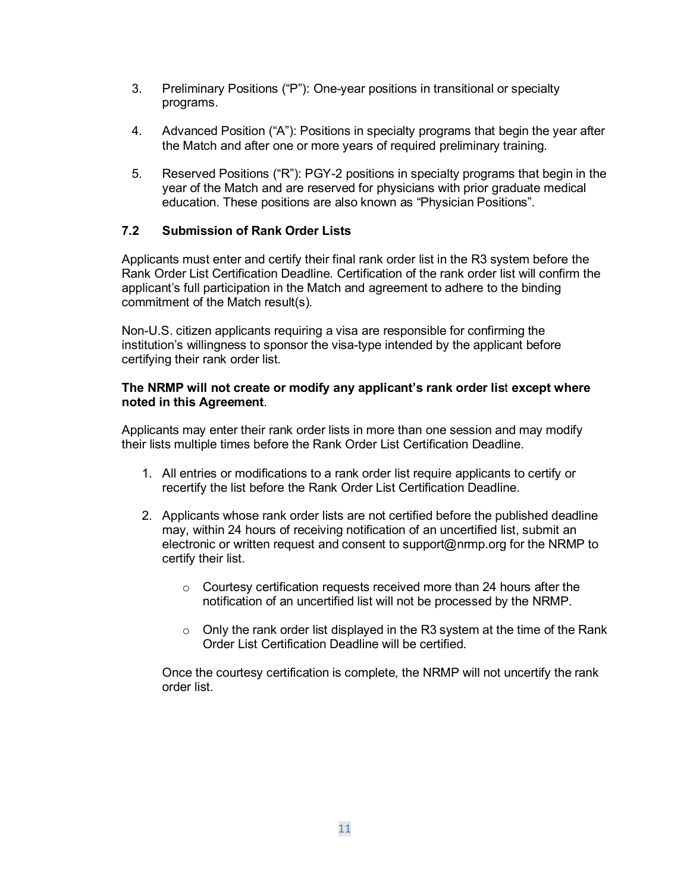3. Preliminary Positions ("P"): One-year positions in transitional or specialty programs.

4. Advanced Position ("A"): Positions in specialty programs that begin the year after the Match and after one or more years of required preliminary training.

5. Reserved Positions ("R"): PGY-2 positions in specialty programs that begin in the year of the Match and are reserved for physicians with prior graduate medical education. These positions are also known as "Physician Positions".

### 7.2 Submission of Rank Order Lists

Applicants must enter and certify their final rank order list in the R3 system before the Rank Order List Certification Deadline. Certification of the rank order list will confirm the applicant's full participation in the Match and agreement to adhere to the binding commitment of the Match result(s).

Non-U.S. citizen applicants requiring a visa are responsible for confirming the institution's willingness to sponsor the visa-type intended by the applicant before certifying their rank order list.

**The NRMP will not create or modify any applicant's rank order list except where noted in this Agreement**.

Applicants may enter their rank order lists in more than one session and may modify their lists multiple times before the Rank Order List Certification Deadline.

1. All entries or modifications to a rank order list require applicants to certify or recertify the list before the Rank Order List Certification Deadline.

2. Applicants whose rank order lists are not certified before the published deadline may, within 24 hours of receiving notification of an uncertified list, submit an electronic or written request and consent to support@nrmp.org for the NRMP to certify their list.

    - Courtesy certification requests received more than 24 hours after the notification of an uncertified list will not be processed by the NRMP.

    - Only the rank order list displayed in the R3 system at the time of the Rank Order List Certification Deadline will be certified.

    Once the courtesy certification is complete, the NRMP will not uncertify the rank order list.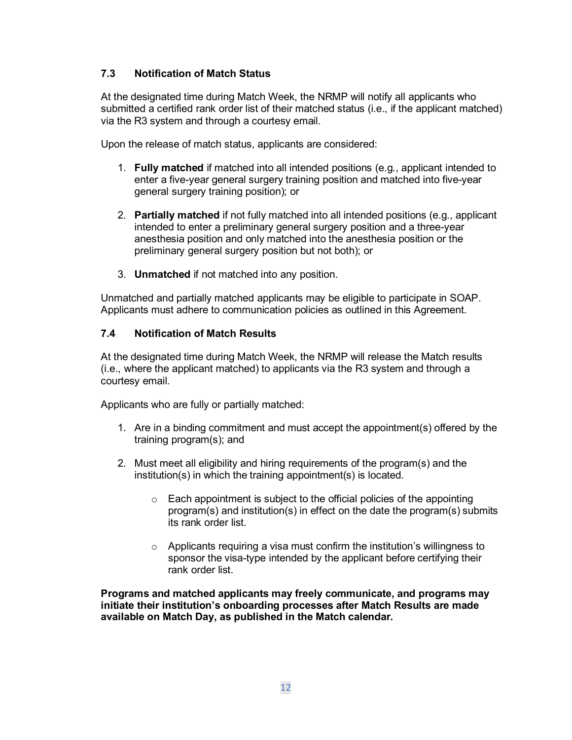### 7.3 Notification of Match Status

At the designated time during Match Week, the NRMP will notify all applicants who submitted a certified rank order list of their matched status (i.e., if the applicant matched) via the R3 system and through a courtesy email.

Upon the release of match status, applicants are considered:

1. **Fully matched** if matched into all intended positions (e.g., applicant intended to enter a five-year general surgery training position and matched into five-year general surgery training position); or

2. **Partially matched** if not fully matched into all intended positions (e.g., applicant intended to enter a preliminary general surgery position and a three-year anesthesia position and only matched into the anesthesia position or the preliminary general surgery position but not both); or

3. **Unmatched** if not matched into any position.

Unmatched and partially matched applicants may be eligible to participate in SOAP. Applicants must adhere to communication policies as outlined in this Agreement.

### 7.4 Notification of Match Results

At the designated time during Match Week, the NRMP will release the Match results (i.e., where the applicant matched) to applicants via the R3 system and through a courtesy email.

Applicants who are fully or partially matched:

1. Are in a binding commitment and must accept the appointment(s) offered by the training program(s); and

2. Must meet all eligibility and hiring requirements of the program(s) and the institution(s) in which the training appointment(s) is located.

   - Each appointment is subject to the official policies of the appointing program(s) and institution(s) in effect on the date the program(s) submits its rank order list.

   - Applicants requiring a visa must confirm the institution's willingness to sponsor the visa-type intended by the applicant before certifying their rank order list.

**Programs and matched applicants may freely communicate, and programs may initiate their institution's onboarding processes after Match Results are made available on Match Day, as published in the Match calendar.**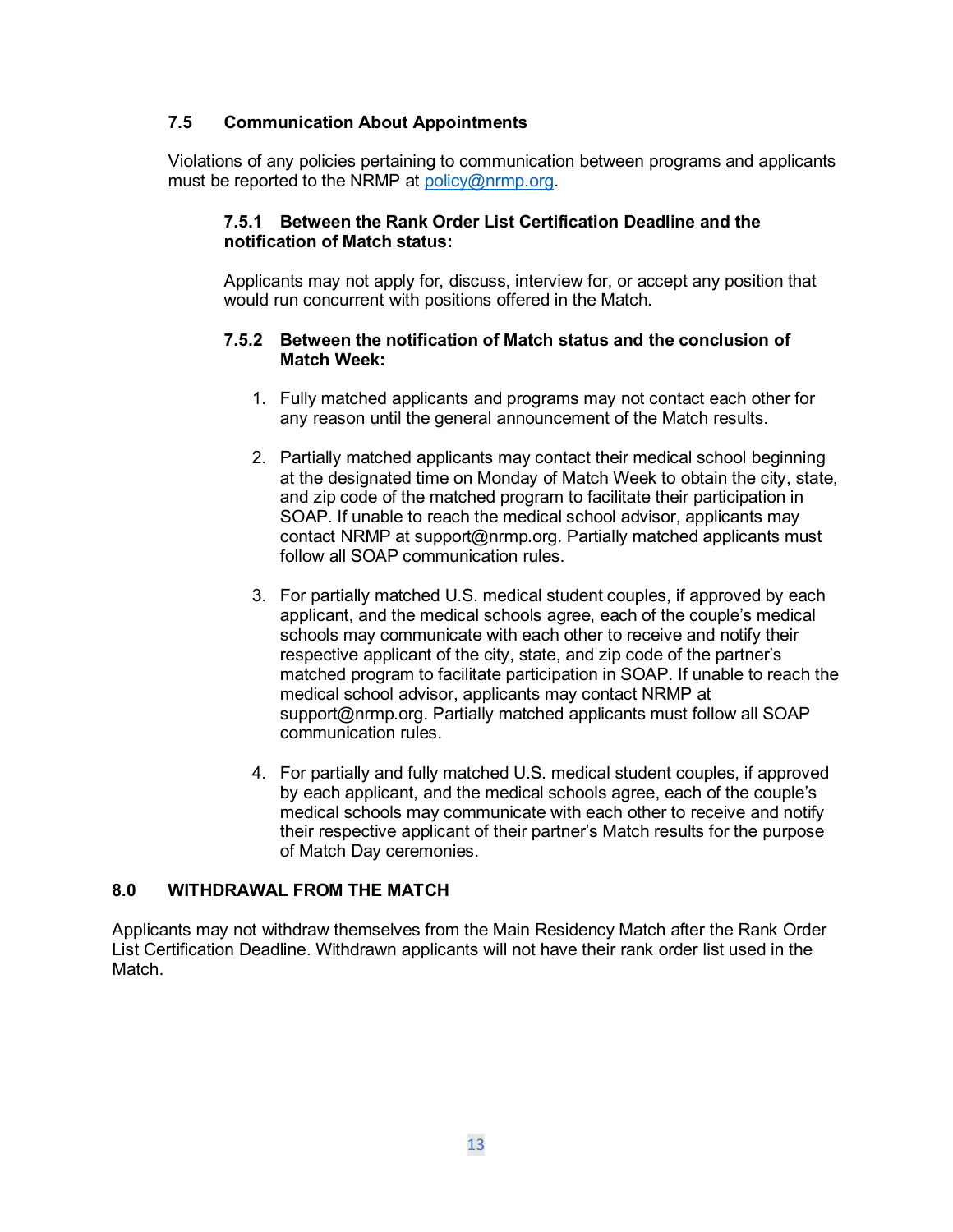### 7.5 Communication About Appointments

Violations of any policies pertaining to communication between programs and applicants must be reported to the NRMP at [policy@nrmp.org](mailto:policy@nrmp.org).

#### 7.5.1 Between the Rank Order List Certification Deadline and the notification of Match status:

Applicants may not apply for, discuss, interview for, or accept any position that would run concurrent with positions offered in the Match.

#### 7.5.2 Between the notification of Match status and the conclusion of Match Week:

1. Fully matched applicants and programs may not contact each other for any reason until the general announcement of the Match results.

2. Partially matched applicants may contact their medical school beginning at the designated time on Monday of Match Week to obtain the city, state, and zip code of the matched program to facilitate their participation in SOAP. If unable to reach the medical school advisor, applicants may contact NRMP at support@nrmp.org. Partially matched applicants must follow all SOAP communication rules.

3. For partially matched U.S. medical student couples, if approved by each applicant, and the medical schools agree, each of the couple's medical schools may communicate with each other to receive and notify their respective applicant of the city, state, and zip code of the partner's matched program to facilitate participation in SOAP. If unable to reach the medical school advisor, applicants may contact NRMP at support@nrmp.org. Partially matched applicants must follow all SOAP communication rules.

4. For partially and fully matched U.S. medical student couples, if approved by each applicant, and the medical schools agree, each of the couple's medical schools may communicate with each other to receive and notify their respective applicant of their partner's Match results for the purpose of Match Day ceremonies.

## 8.0 WITHDRAWAL FROM THE MATCH

Applicants may not withdraw themselves from the Main Residency Match after the Rank Order List Certification Deadline. Withdrawn applicants will not have their rank order list used in the Match.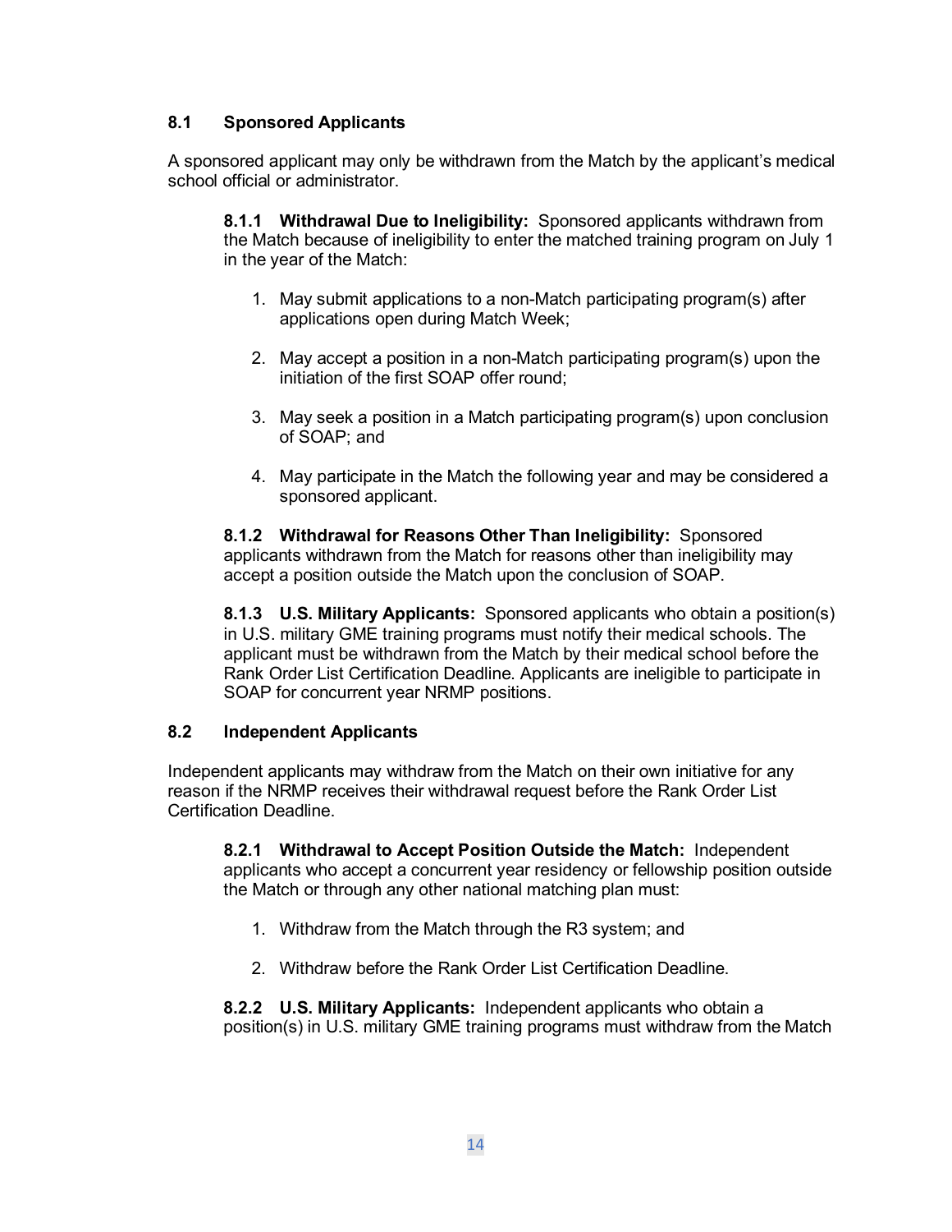### 8.1 Sponsored Applicants

A sponsored applicant may only be withdrawn from the Match by the applicant's medical school official or administrator.

**8.1.1 Withdrawal Due to Ineligibility:** Sponsored applicants withdrawn from the Match because of ineligibility to enter the matched training program on July 1 in the year of the Match:

1. May submit applications to a non-Match participating program(s) after applications open during Match Week;
2. May accept a position in a non-Match participating program(s) upon the initiation of the first SOAP offer round;
3. May seek a position in a Match participating program(s) upon conclusion of SOAP; and
4. May participate in the Match the following year and may be considered a sponsored applicant.

**8.1.2 Withdrawal for Reasons Other Than Ineligibility:** Sponsored applicants withdrawn from the Match for reasons other than ineligibility may accept a position outside the Match upon the conclusion of SOAP.

**8.1.3 U.S. Military Applicants:** Sponsored applicants who obtain a position(s) in U.S. military GME training programs must notify their medical schools. The applicant must be withdrawn from the Match by their medical school before the Rank Order List Certification Deadline. Applicants are ineligible to participate in SOAP for concurrent year NRMP positions.

### 8.2 Independent Applicants

Independent applicants may withdraw from the Match on their own initiative for any reason if the NRMP receives their withdrawal request before the Rank Order List Certification Deadline.

**8.2.1 Withdrawal to Accept Position Outside the Match:** Independent applicants who accept a concurrent year residency or fellowship position outside the Match or through any other national matching plan must:

1. Withdraw from the Match through the R3 system; and
2. Withdraw before the Rank Order List Certification Deadline.

**8.2.2 U.S. Military Applicants:** Independent applicants who obtain a position(s) in U.S. military GME training programs must withdraw from the Match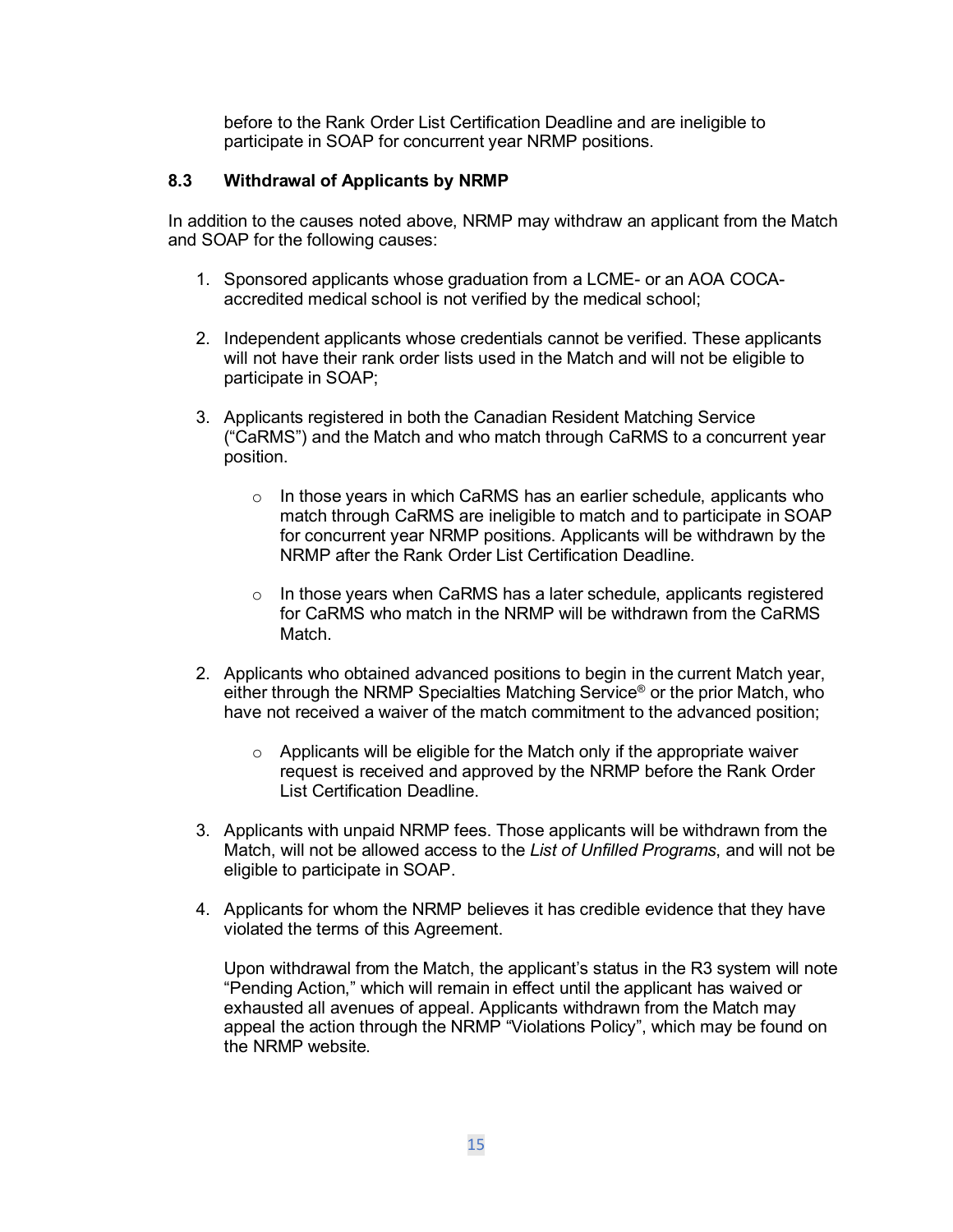before to the Rank Order List Certification Deadline and are ineligible to participate in SOAP for concurrent year NRMP positions.

### 8.3 Withdrawal of Applicants by NRMP

In addition to the causes noted above, NRMP may withdraw an applicant from the Match and SOAP for the following causes:

1. Sponsored applicants whose graduation from a LCME- or an AOA COCA-accredited medical school is not verified by the medical school;

2. Independent applicants whose credentials cannot be verified. These applicants will not have their rank order lists used in the Match and will not be eligible to participate in SOAP;

3. Applicants registered in both the Canadian Resident Matching Service ("CaRMS") and the Match and who match through CaRMS to a concurrent year position.

   - In those years in which CaRMS has an earlier schedule, applicants who match through CaRMS are ineligible to match and to participate in SOAP for concurrent year NRMP positions. Applicants will be withdrawn by the NRMP after the Rank Order List Certification Deadline.

   - In those years when CaRMS has a later schedule, applicants registered for CaRMS who match in the NRMP will be withdrawn from the CaRMS Match.

2. Applicants who obtained advanced positions to begin in the current Match year, either through the NRMP Specialties Matching Service® or the prior Match, who have not received a waiver of the match commitment to the advanced position;

   - Applicants will be eligible for the Match only if the appropriate waiver request is received and approved by the NRMP before the Rank Order List Certification Deadline.

3. Applicants with unpaid NRMP fees. Those applicants will be withdrawn from the Match, will not be allowed access to the *List of Unfilled Programs*, and will not be eligible to participate in SOAP.

4. Applicants for whom the NRMP believes it has credible evidence that they have violated the terms of this Agreement.

   Upon withdrawal from the Match, the applicant's status in the R3 system will note "Pending Action," which will remain in effect until the applicant has waived or exhausted all avenues of appeal. Applicants withdrawn from the Match may appeal the action through the NRMP "Violations Policy", which may be found on the NRMP website.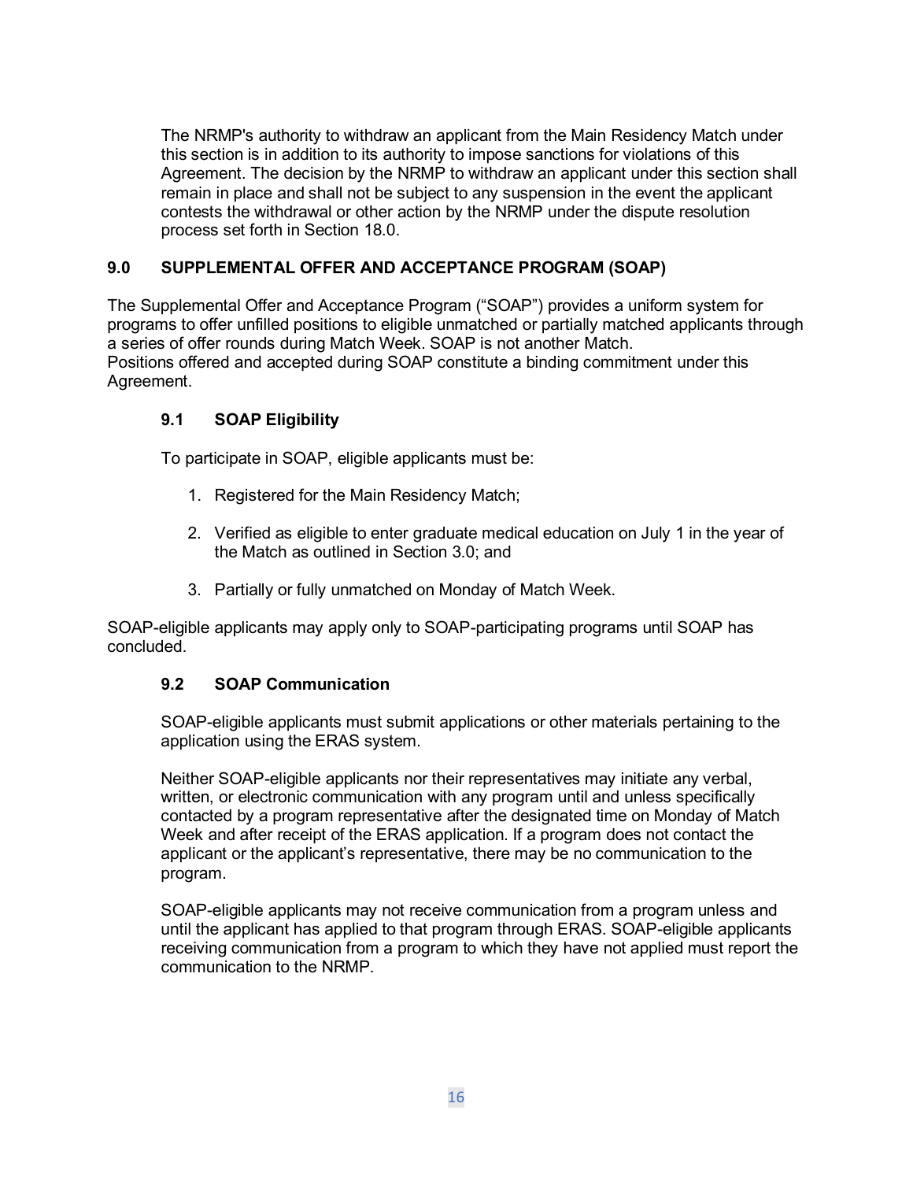The NRMP's authority to withdraw an applicant from the Main Residency Match under this section is in addition to its authority to impose sanctions for violations of this Agreement. The decision by the NRMP to withdraw an applicant under this section shall remain in place and shall not be subject to any suspension in the event the applicant contests the withdrawal or other action by the NRMP under the dispute resolution process set forth in Section 18.0.

## 9.0 SUPPLEMENTAL OFFER AND ACCEPTANCE PROGRAM (SOAP)

The Supplemental Offer and Acceptance Program ("SOAP") provides a uniform system for programs to offer unfilled positions to eligible unmatched or partially matched applicants through a series of offer rounds during Match Week. SOAP is not another Match. Positions offered and accepted during SOAP constitute a binding commitment under this Agreement.

### 9.1 SOAP Eligibility

To participate in SOAP, eligible applicants must be:

1. Registered for the Main Residency Match;
2. Verified as eligible to enter graduate medical education on July 1 in the year of the Match as outlined in Section 3.0; and
3. Partially or fully unmatched on Monday of Match Week.

SOAP-eligible applicants may apply only to SOAP-participating programs until SOAP has concluded.

### 9.2 SOAP Communication

SOAP-eligible applicants must submit applications or other materials pertaining to the application using the ERAS system.

Neither SOAP-eligible applicants nor their representatives may initiate any verbal, written, or electronic communication with any program until and unless specifically contacted by a program representative after the designated time on Monday of Match Week and after receipt of the ERAS application. If a program does not contact the applicant or the applicant's representative, there may be no communication to the program.

SOAP-eligible applicants may not receive communication from a program unless and until the applicant has applied to that program through ERAS. SOAP-eligible applicants receiving communication from a program to which they have not applied must report the communication to the NRMP.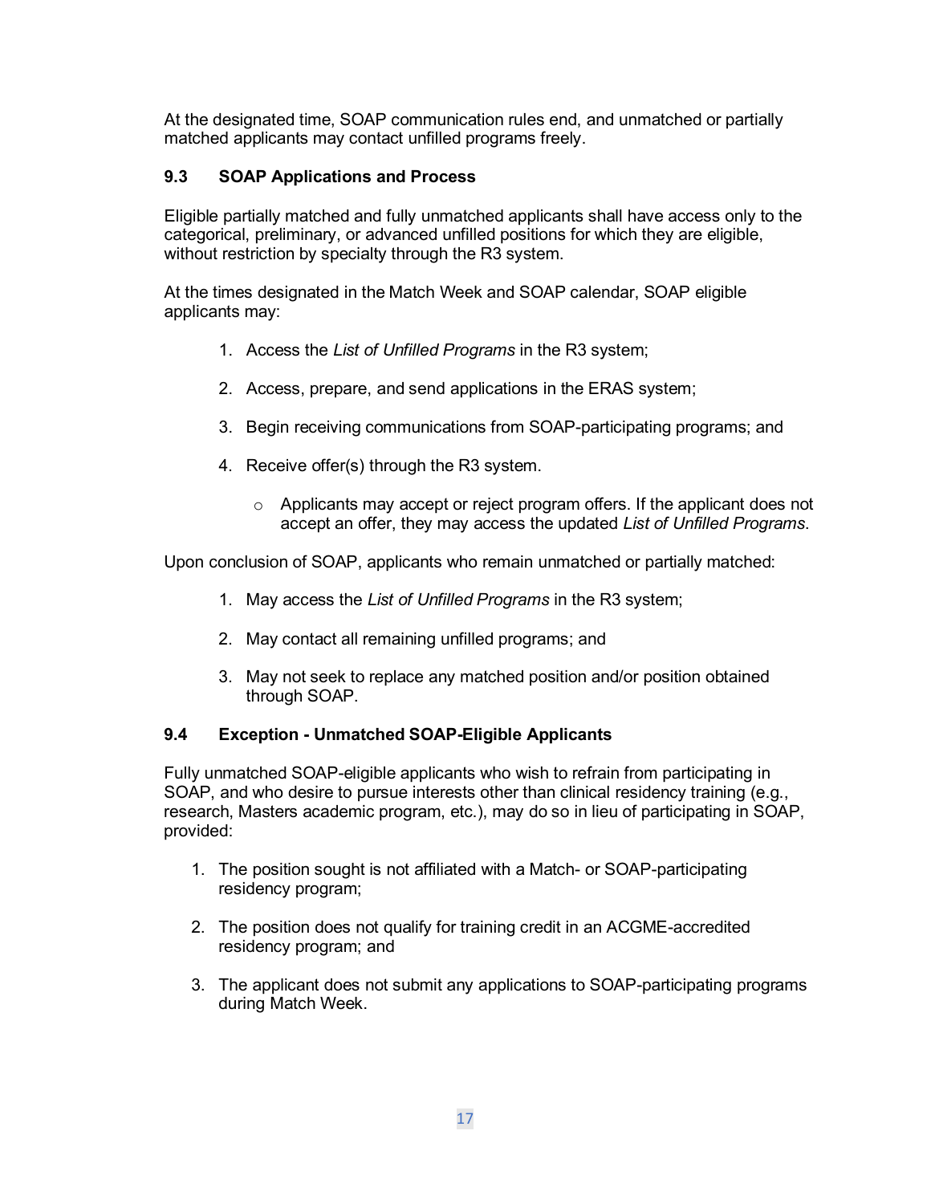At the designated time, SOAP communication rules end, and unmatched or partially matched applicants may contact unfilled programs freely.

### 9.3 SOAP Applications and Process

Eligible partially matched and fully unmatched applicants shall have access only to the categorical, preliminary, or advanced unfilled positions for which they are eligible, without restriction by specialty through the R3 system.

At the times designated in the Match Week and SOAP calendar, SOAP eligible applicants may:

1. Access the *List of Unfilled Programs* in the R3 system;
2. Access, prepare, and send applications in the ERAS system;
3. Begin receiving communications from SOAP-participating programs; and
4. Receive offer(s) through the R3 system.
    - Applicants may accept or reject program offers. If the applicant does not accept an offer, they may access the updated *List of Unfilled Programs*.

Upon conclusion of SOAP, applicants who remain unmatched or partially matched:

1. May access the *List of Unfilled Programs* in the R3 system;
2. May contact all remaining unfilled programs; and
3. May not seek to replace any matched position and/or position obtained through SOAP.

### 9.4 Exception - Unmatched SOAP-Eligible Applicants

Fully unmatched SOAP-eligible applicants who wish to refrain from participating in SOAP, and who desire to pursue interests other than clinical residency training (e.g., research, Masters academic program, etc.), may do so in lieu of participating in SOAP, provided:

1. The position sought is not affiliated with a Match- or SOAP-participating residency program;
2. The position does not qualify for training credit in an ACGME-accredited residency program; and
3. The applicant does not submit any applications to SOAP-participating programs during Match Week.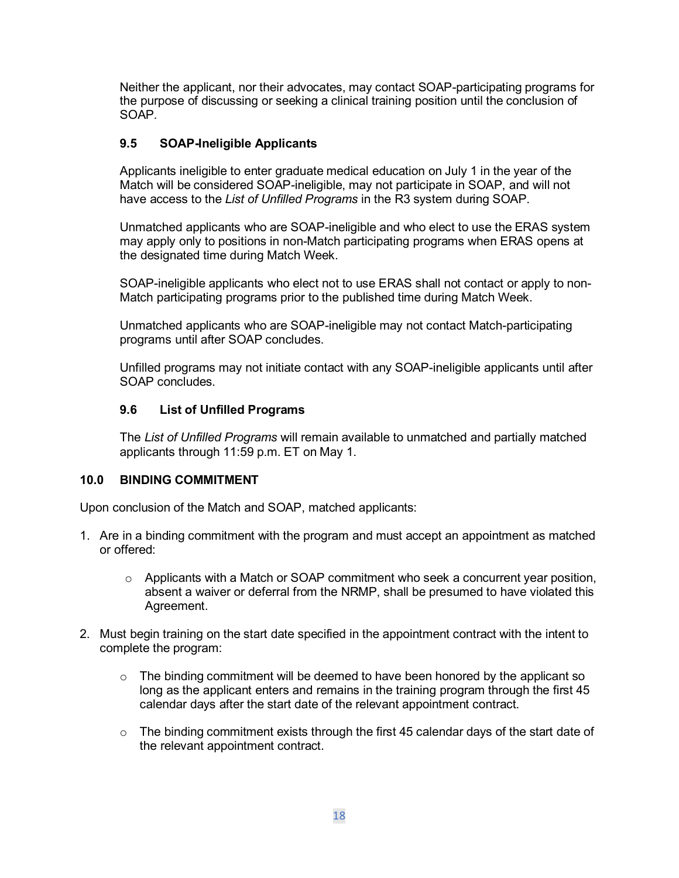Neither the applicant, nor their advocates, may contact SOAP-participating programs for the purpose of discussing or seeking a clinical training position until the conclusion of SOAP.

### 9.5 SOAP-Ineligible Applicants

Applicants ineligible to enter graduate medical education on July 1 in the year of the Match will be considered SOAP-ineligible, may not participate in SOAP, and will not have access to the *List of Unfilled Programs* in the R3 system during SOAP.

Unmatched applicants who are SOAP-ineligible and who elect to use the ERAS system may apply only to positions in non-Match participating programs when ERAS opens at the designated time during Match Week.

SOAP-ineligible applicants who elect not to use ERAS shall not contact or apply to non-Match participating programs prior to the published time during Match Week.

Unmatched applicants who are SOAP-ineligible may not contact Match-participating programs until after SOAP concludes.

Unfilled programs may not initiate contact with any SOAP-ineligible applicants until after SOAP concludes.

### 9.6 List of Unfilled Programs

The *List of Unfilled Programs* will remain available to unmatched and partially matched applicants through 11:59 p.m. ET on May 1.

## 10.0 BINDING COMMITMENT

Upon conclusion of the Match and SOAP, matched applicants:

1. Are in a binding commitment with the program and must accept an appointment as matched or offered:
   - Applicants with a Match or SOAP commitment who seek a concurrent year position, absent a waiver or deferral from the NRMP, shall be presumed to have violated this Agreement.
2. Must begin training on the start date specified in the appointment contract with the intent to complete the program:
   - The binding commitment will be deemed to have been honored by the applicant so long as the applicant enters and remains in the training program through the first 45 calendar days after the start date of the relevant appointment contract.
   - The binding commitment exists through the first 45 calendar days of the start date of the relevant appointment contract.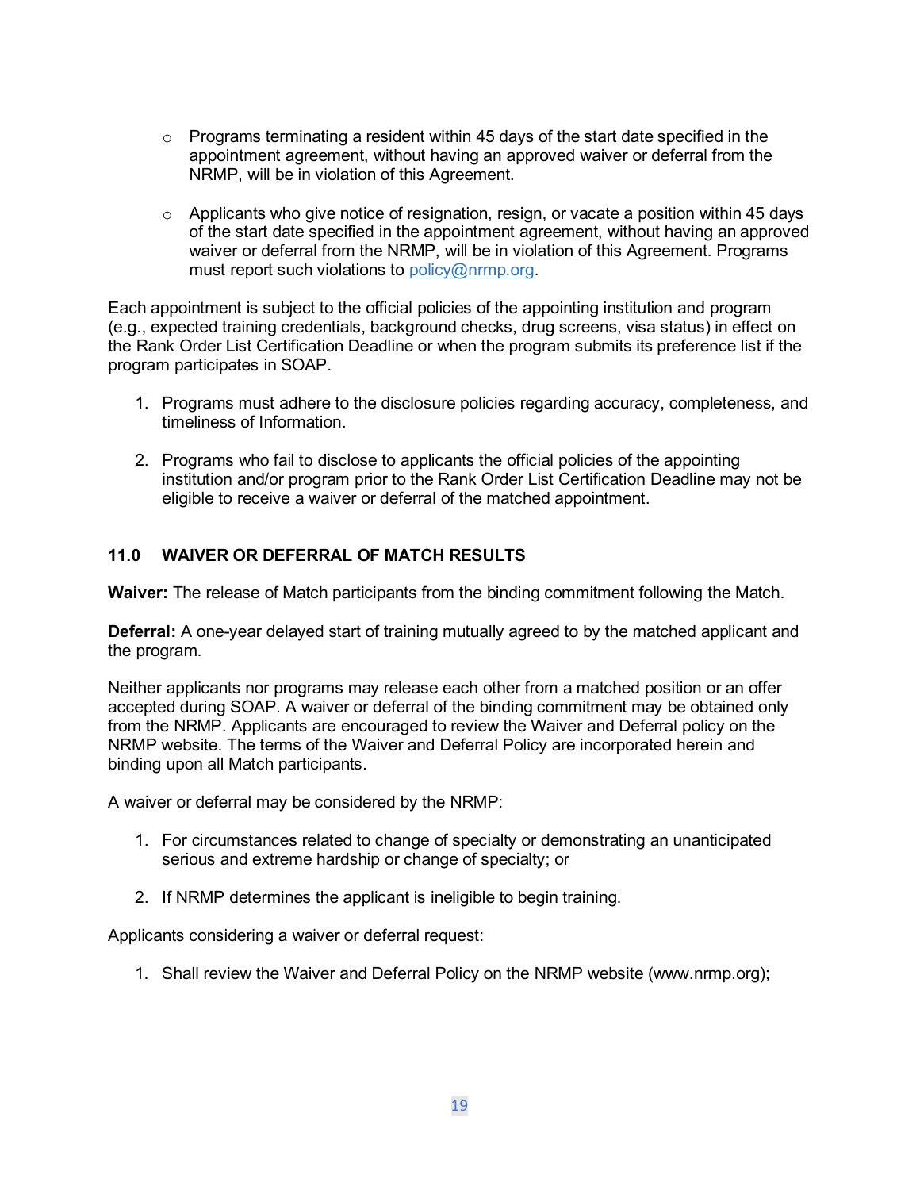- Programs terminating a resident within 45 days of the start date specified in the appointment agreement, without having an approved waiver or deferral from the NRMP, will be in violation of this Agreement.

- Applicants who give notice of resignation, resign, or vacate a position within 45 days of the start date specified in the appointment agreement, without having an approved waiver or deferral from the NRMP, will be in violation of this Agreement. Programs must report such violations to policy@nrmp.org.

Each appointment is subject to the official policies of the appointing institution and program (e.g., expected training credentials, background checks, drug screens, visa status) in effect on the Rank Order List Certification Deadline or when the program submits its preference list if the program participates in SOAP.

1. Programs must adhere to the disclosure policies regarding accuracy, completeness, and timeliness of Information.

2. Programs who fail to disclose to applicants the official policies of the appointing institution and/or program prior to the Rank Order List Certification Deadline may not be eligible to receive a waiver or deferral of the matched appointment.

## 11.0 WAIVER OR DEFERRAL OF MATCH RESULTS

**Waiver:** The release of Match participants from the binding commitment following the Match.

**Deferral:** A one-year delayed start of training mutually agreed to by the matched applicant and the program.

Neither applicants nor programs may release each other from a matched position or an offer accepted during SOAP. A waiver or deferral of the binding commitment may be obtained only from the NRMP. Applicants are encouraged to review the Waiver and Deferral policy on the NRMP website. The terms of the Waiver and Deferral Policy are incorporated herein and binding upon all Match participants.

A waiver or deferral may be considered by the NRMP:

1. For circumstances related to change of specialty or demonstrating an unanticipated serious and extreme hardship or change of specialty; or

2. If NRMP determines the applicant is ineligible to begin training.

Applicants considering a waiver or deferral request:

1. Shall review the Waiver and Deferral Policy on the NRMP website (www.nrmp.org);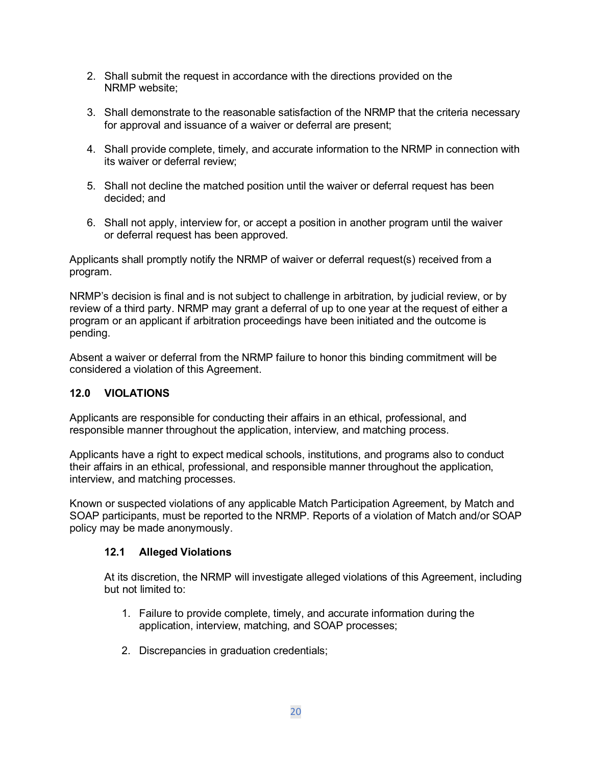2. Shall submit the request in accordance with the directions provided on the NRMP website;

3. Shall demonstrate to the reasonable satisfaction of the NRMP that the criteria necessary for approval and issuance of a waiver or deferral are present;

4. Shall provide complete, timely, and accurate information to the NRMP in connection with its waiver or deferral review;

5. Shall not decline the matched position until the waiver or deferral request has been decided; and

6. Shall not apply, interview for, or accept a position in another program until the waiver or deferral request has been approved.

Applicants shall promptly notify the NRMP of waiver or deferral request(s) received from a program.

NRMP's decision is final and is not subject to challenge in arbitration, by judicial review, or by review of a third party. NRMP may grant a deferral of up to one year at the request of either a program or an applicant if arbitration proceedings have been initiated and the outcome is pending.

Absent a waiver or deferral from the NRMP failure to honor this binding commitment will be considered a violation of this Agreement.

## 12.0 VIOLATIONS

Applicants are responsible for conducting their affairs in an ethical, professional, and responsible manner throughout the application, interview, and matching process.

Applicants have a right to expect medical schools, institutions, and programs also to conduct their affairs in an ethical, professional, and responsible manner throughout the application, interview, and matching processes.

Known or suspected violations of any applicable Match Participation Agreement, by Match and SOAP participants, must be reported to the NRMP. Reports of a violation of Match and/or SOAP policy may be made anonymously.

### 12.1 Alleged Violations

At its discretion, the NRMP will investigate alleged violations of this Agreement, including but not limited to:

1. Failure to provide complete, timely, and accurate information during the application, interview, matching, and SOAP processes;

2. Discrepancies in graduation credentials;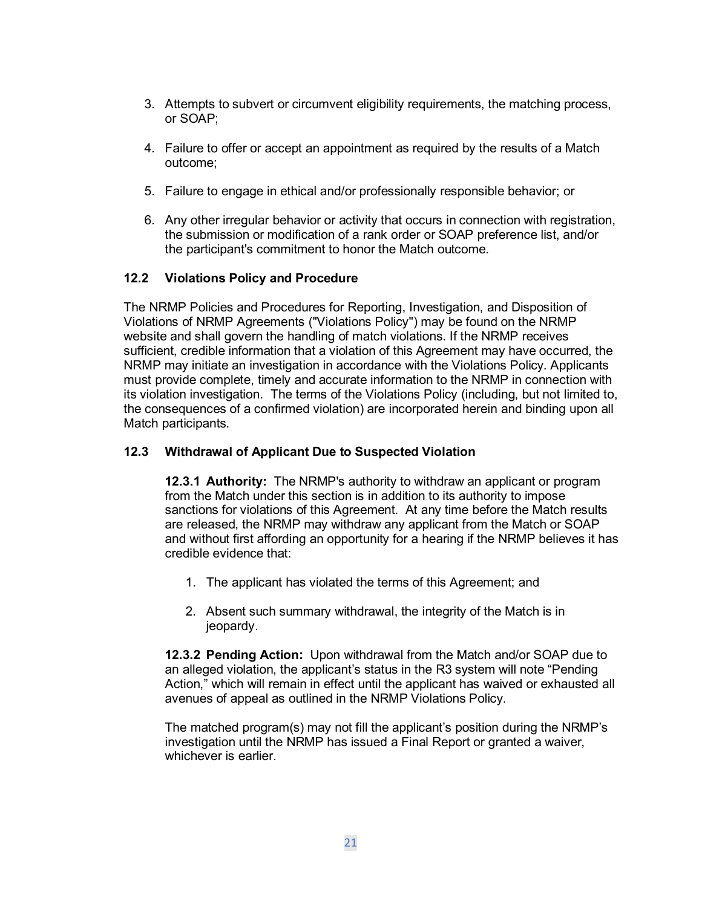3. Attempts to subvert or circumvent eligibility requirements, the matching process, or SOAP;

4. Failure to offer or accept an appointment as required by the results of a Match outcome;

5. Failure to engage in ethical and/or professionally responsible behavior; or

6. Any other irregular behavior or activity that occurs in connection with registration, the submission or modification of a rank order or SOAP preference list, and/or the participant's commitment to honor the Match outcome.

### 12.2 Violations Policy and Procedure

The NRMP Policies and Procedures for Reporting, Investigation, and Disposition of Violations of NRMP Agreements ("Violations Policy") may be found on the NRMP website and shall govern the handling of match violations. If the NRMP receives sufficient, credible information that a violation of this Agreement may have occurred, the NRMP may initiate an investigation in accordance with the Violations Policy. Applicants must provide complete, timely and accurate information to the NRMP in connection with its violation investigation. The terms of the Violations Policy (including, but not limited to, the consequences of a confirmed violation) are incorporated herein and binding upon all Match participants.

### 12.3 Withdrawal of Applicant Due to Suspected Violation

**12.3.1 Authority:** The NRMP's authority to withdraw an applicant or program from the Match under this section is in addition to its authority to impose sanctions for violations of this Agreement. At any time before the Match results are released, the NRMP may withdraw any applicant from the Match or SOAP and without first affording an opportunity for a hearing if the NRMP believes it has credible evidence that:

1. The applicant has violated the terms of this Agreement; and

2. Absent such summary withdrawal, the integrity of the Match is in jeopardy.

**12.3.2 Pending Action:** Upon withdrawal from the Match and/or SOAP due to an alleged violation, the applicant's status in the R3 system will note "Pending Action," which will remain in effect until the applicant has waived or exhausted all avenues of appeal as outlined in the NRMP Violations Policy.

The matched program(s) may not fill the applicant's position during the NRMP's investigation until the NRMP has issued a Final Report or granted a waiver, whichever is earlier.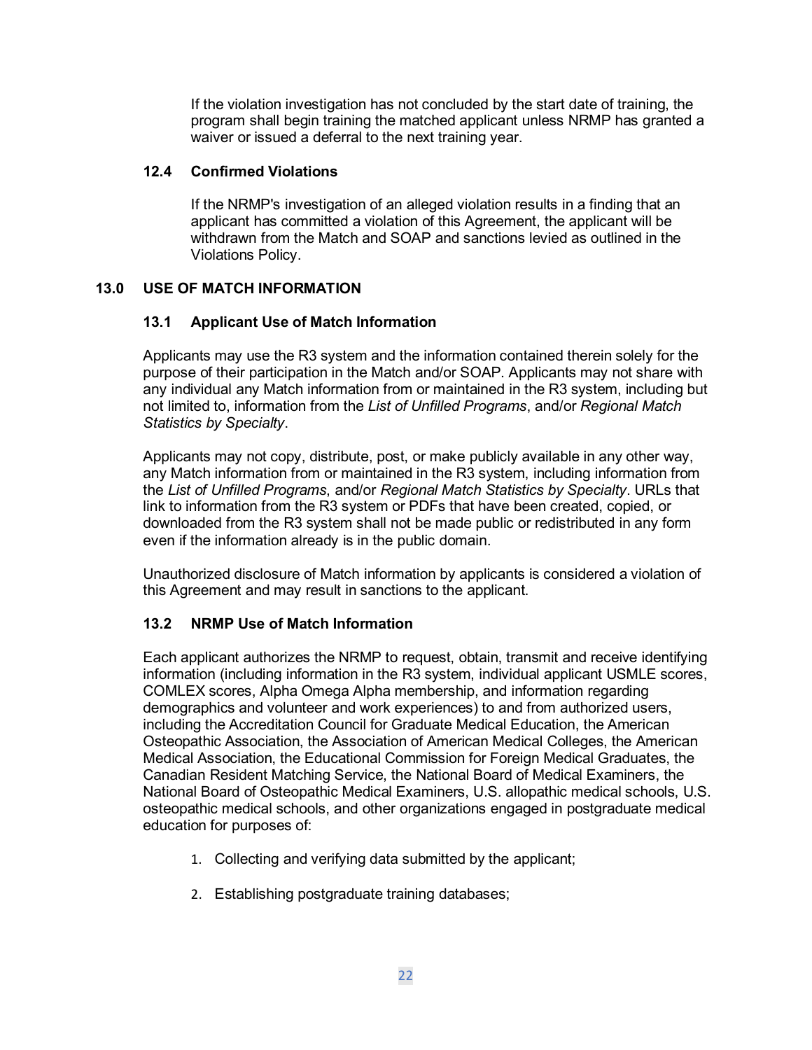If the violation investigation has not concluded by the start date of training, the program shall begin training the matched applicant unless NRMP has granted a waiver or issued a deferral to the next training year.

### 12.4 Confirmed Violations

If the NRMP's investigation of an alleged violation results in a finding that an applicant has committed a violation of this Agreement, the applicant will be withdrawn from the Match and SOAP and sanctions levied as outlined in the Violations Policy.

## 13.0 USE OF MATCH INFORMATION

### 13.1 Applicant Use of Match Information

Applicants may use the R3 system and the information contained therein solely for the purpose of their participation in the Match and/or SOAP. Applicants may not share with any individual any Match information from or maintained in the R3 system, including but not limited to, information from the *List of Unfilled Programs*, and/or *Regional Match Statistics by Specialty*.

Applicants may not copy, distribute, post, or make publicly available in any other way, any Match information from or maintained in the R3 system, including information from the *List of Unfilled Programs*, and/or *Regional Match Statistics by Specialty*. URLs that link to information from the R3 system or PDFs that have been created, copied, or downloaded from the R3 system shall not be made public or redistributed in any form even if the information already is in the public domain.

Unauthorized disclosure of Match information by applicants is considered a violation of this Agreement and may result in sanctions to the applicant.

### 13.2 NRMP Use of Match Information

Each applicant authorizes the NRMP to request, obtain, transmit and receive identifying information (including information in the R3 system, individual applicant USMLE scores, COMLEX scores, Alpha Omega Alpha membership, and information regarding demographics and volunteer and work experiences) to and from authorized users, including the Accreditation Council for Graduate Medical Education, the American Osteopathic Association, the Association of American Medical Colleges, the American Medical Association, the Educational Commission for Foreign Medical Graduates, the Canadian Resident Matching Service, the National Board of Medical Examiners, the National Board of Osteopathic Medical Examiners, U.S. allopathic medical schools, U.S. osteopathic medical schools, and other organizations engaged in postgraduate medical education for purposes of:

1. Collecting and verifying data submitted by the applicant;
2. Establishing postgraduate training databases;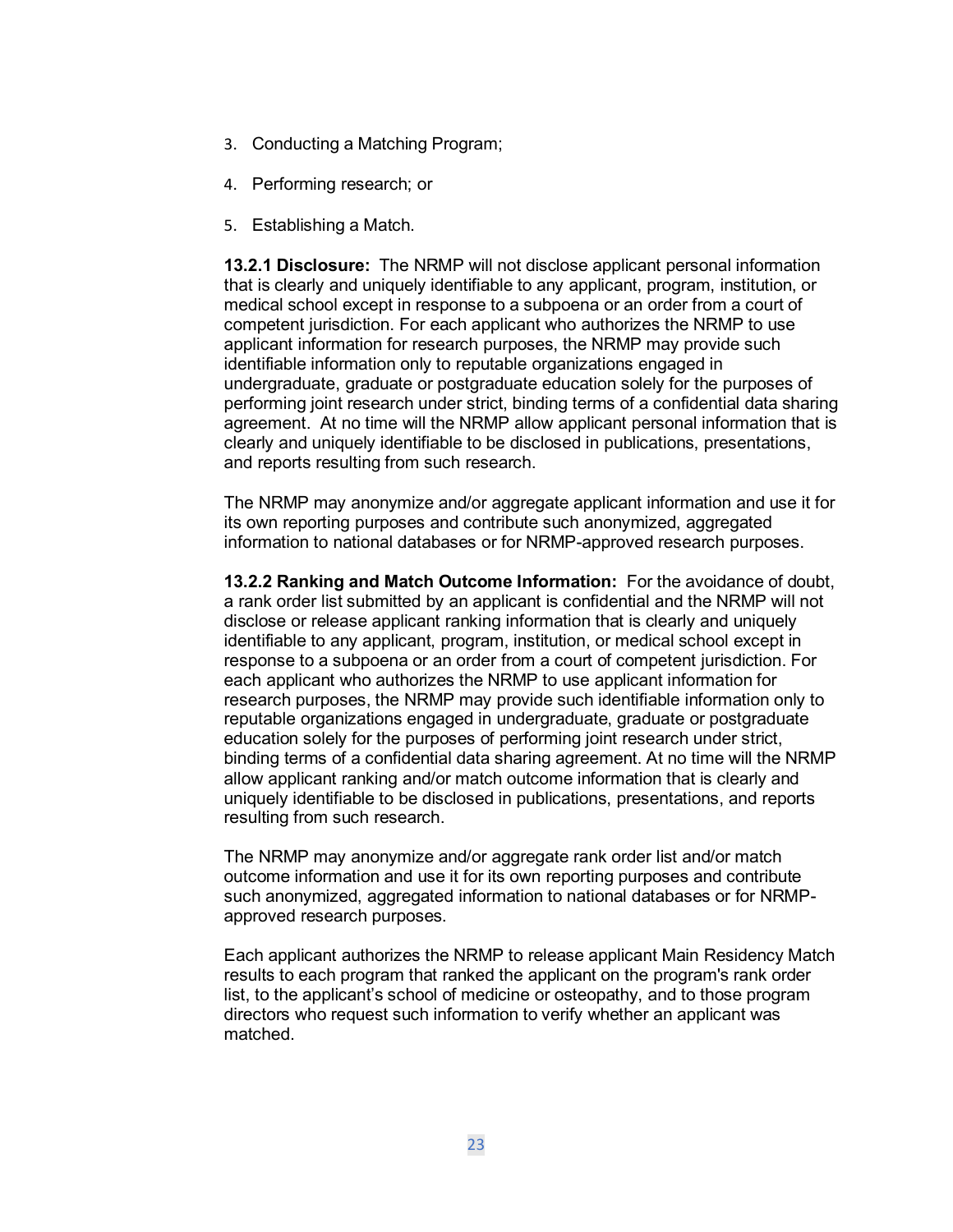3. Conducting a Matching Program;
4. Performing research; or
5. Establishing a Match.

**13.2.1 Disclosure:** The NRMP will not disclose applicant personal information that is clearly and uniquely identifiable to any applicant, program, institution, or medical school except in response to a subpoena or an order from a court of competent jurisdiction. For each applicant who authorizes the NRMP to use applicant information for research purposes, the NRMP may provide such identifiable information only to reputable organizations engaged in undergraduate, graduate or postgraduate education solely for the purposes of performing joint research under strict, binding terms of a confidential data sharing agreement. At no time will the NRMP allow applicant personal information that is clearly and uniquely identifiable to be disclosed in publications, presentations, and reports resulting from such research.

The NRMP may anonymize and/or aggregate applicant information and use it for its own reporting purposes and contribute such anonymized, aggregated information to national databases or for NRMP-approved research purposes.

**13.2.2 Ranking and Match Outcome Information:** For the avoidance of doubt, a rank order list submitted by an applicant is confidential and the NRMP will not disclose or release applicant ranking information that is clearly and uniquely identifiable to any applicant, program, institution, or medical school except in response to a subpoena or an order from a court of competent jurisdiction. For each applicant who authorizes the NRMP to use applicant information for research purposes, the NRMP may provide such identifiable information only to reputable organizations engaged in undergraduate, graduate or postgraduate education solely for the purposes of performing joint research under strict, binding terms of a confidential data sharing agreement. At no time will the NRMP allow applicant ranking and/or match outcome information that is clearly and uniquely identifiable to be disclosed in publications, presentations, and reports resulting from such research.

The NRMP may anonymize and/or aggregate rank order list and/or match outcome information and use it for its own reporting purposes and contribute such anonymized, aggregated information to national databases or for NRMP-approved research purposes.

Each applicant authorizes the NRMP to release applicant Main Residency Match results to each program that ranked the applicant on the program's rank order list, to the applicant's school of medicine or osteopathy, and to those program directors who request such information to verify whether an applicant was matched.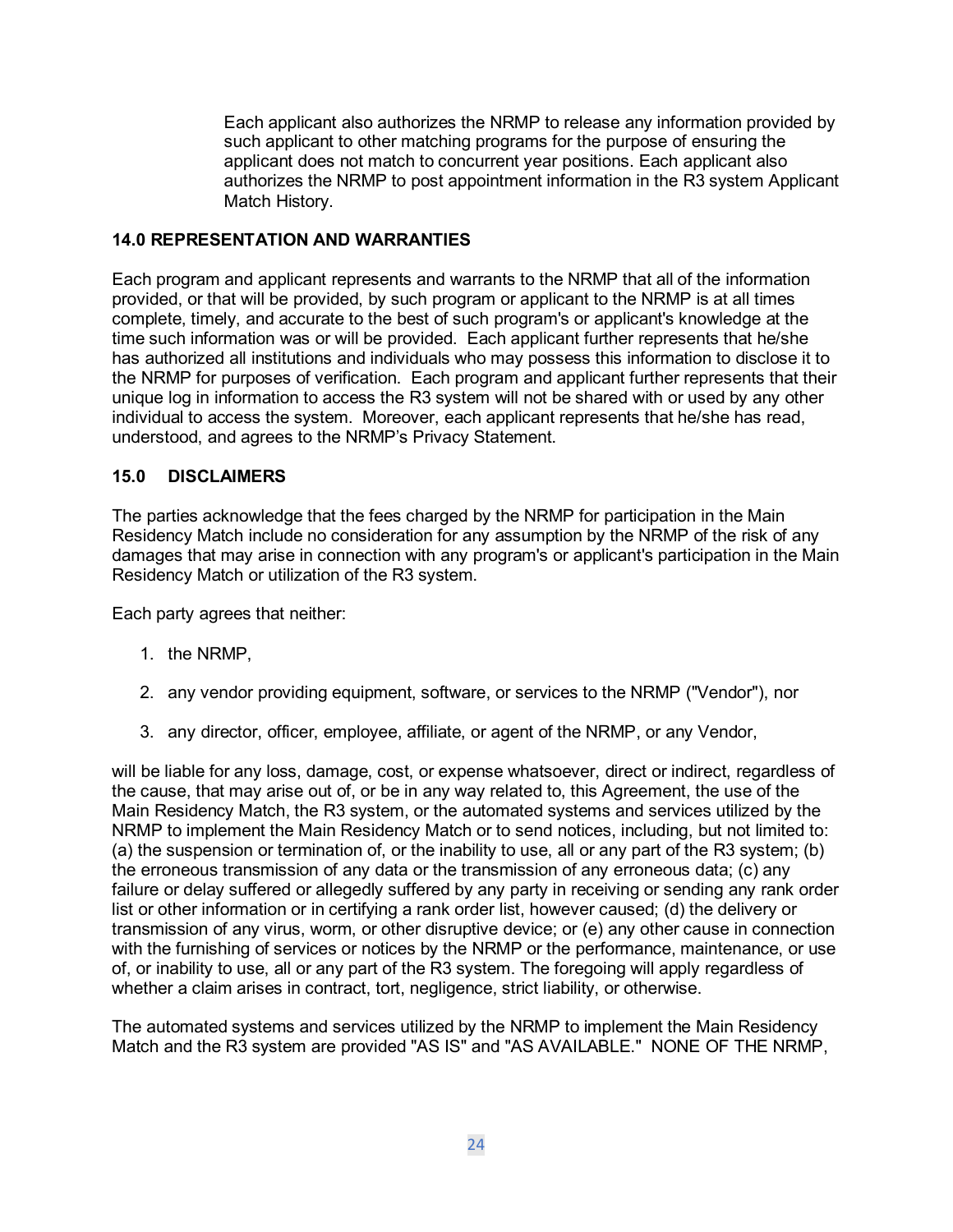Each applicant also authorizes the NRMP to release any information provided by such applicant to other matching programs for the purpose of ensuring the applicant does not match to concurrent year positions. Each applicant also authorizes the NRMP to post appointment information in the R3 system Applicant Match History.

### 14.0 REPRESENTATION AND WARRANTIES

Each program and applicant represents and warrants to the NRMP that all of the information provided, or that will be provided, by such program or applicant to the NRMP is at all times complete, timely, and accurate to the best of such program's or applicant's knowledge at the time such information was or will be provided. Each applicant further represents that he/she has authorized all institutions and individuals who may possess this information to disclose it to the NRMP for purposes of verification. Each program and applicant further represents that their unique log in information to access the R3 system will not be shared with or used by any other individual to access the system. Moreover, each applicant represents that he/she has read, understood, and agrees to the NRMP's Privacy Statement.

### 15.0 DISCLAIMERS

The parties acknowledge that the fees charged by the NRMP for participation in the Main Residency Match include no consideration for any assumption by the NRMP of the risk of any damages that may arise in connection with any program's or applicant's participation in the Main Residency Match or utilization of the R3 system.

Each party agrees that neither:

1. the NRMP,
2. any vendor providing equipment, software, or services to the NRMP ("Vendor"), nor
3. any director, officer, employee, affiliate, or agent of the NRMP, or any Vendor,

will be liable for any loss, damage, cost, or expense whatsoever, direct or indirect, regardless of the cause, that may arise out of, or be in any way related to, this Agreement, the use of the Main Residency Match, the R3 system, or the automated systems and services utilized by the NRMP to implement the Main Residency Match or to send notices, including, but not limited to: (a) the suspension or termination of, or the inability to use, all or any part of the R3 system; (b) the erroneous transmission of any data or the transmission of any erroneous data; (c) any failure or delay suffered or allegedly suffered by any party in receiving or sending any rank order list or other information or in certifying a rank order list, however caused; (d) the delivery or transmission of any virus, worm, or other disruptive device; or (e) any other cause in connection with the furnishing of services or notices by the NRMP or the performance, maintenance, or use of, or inability to use, all or any part of the R3 system. The foregoing will apply regardless of whether a claim arises in contract, tort, negligence, strict liability, or otherwise.

The automated systems and services utilized by the NRMP to implement the Main Residency Match and the R3 system are provided "AS IS" and "AS AVAILABLE." NONE OF THE NRMP,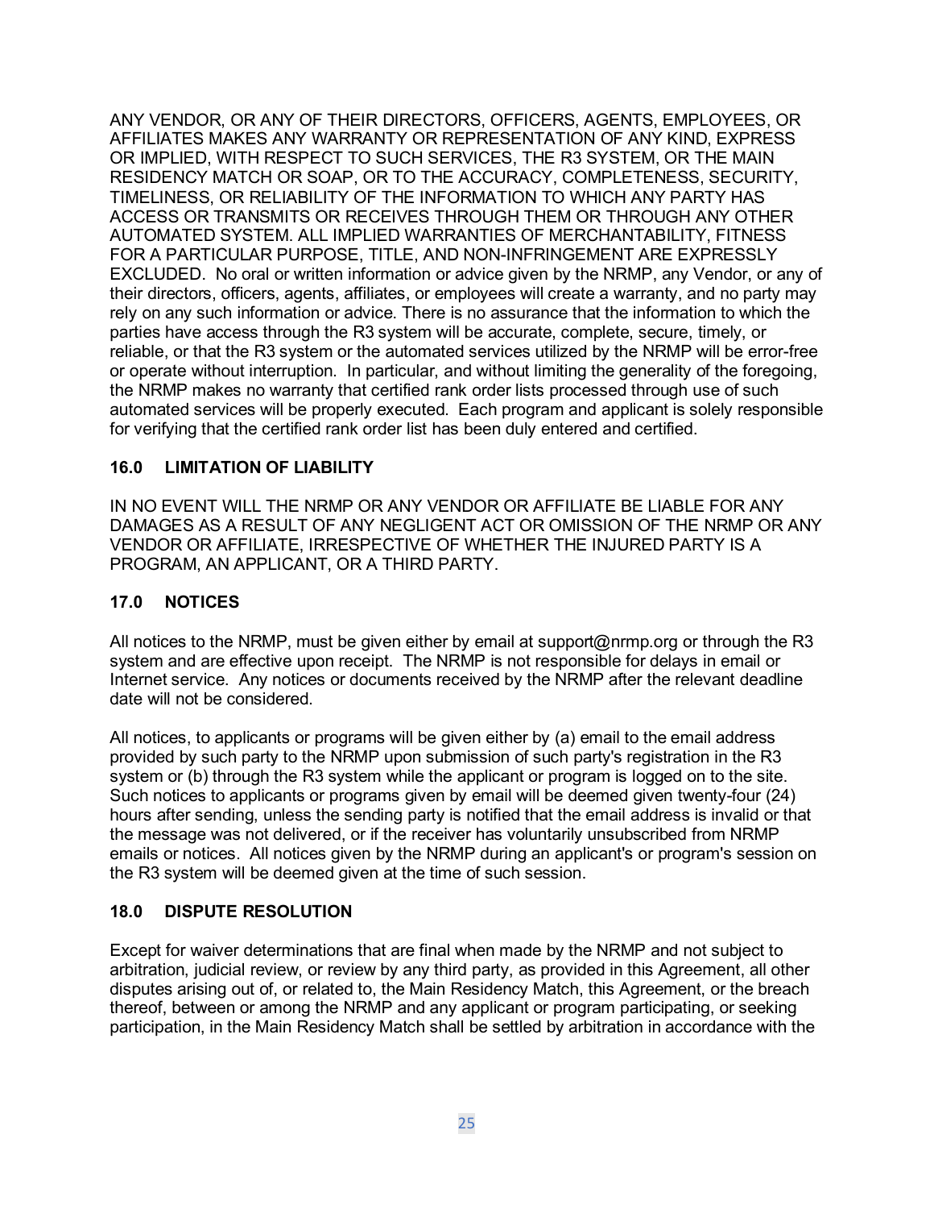ANY VENDOR, OR ANY OF THEIR DIRECTORS, OFFICERS, AGENTS, EMPLOYEES, OR AFFILIATES MAKES ANY WARRANTY OR REPRESENTATION OF ANY KIND, EXPRESS OR IMPLIED, WITH RESPECT TO SUCH SERVICES, THE R3 SYSTEM, OR THE MAIN RESIDENCY MATCH OR SOAP, OR TO THE ACCURACY, COMPLETENESS, SECURITY, TIMELINESS, OR RELIABILITY OF THE INFORMATION TO WHICH ANY PARTY HAS ACCESS OR TRANSMITS OR RECEIVES THROUGH THEM OR THROUGH ANY OTHER AUTOMATED SYSTEM. ALL IMPLIED WARRANTIES OF MERCHANTABILITY, FITNESS FOR A PARTICULAR PURPOSE, TITLE, AND NON-INFRINGEMENT ARE EXPRESSLY EXCLUDED. No oral or written information or advice given by the NRMP, any Vendor, or any of their directors, officers, agents, affiliates, or employees will create a warranty, and no party may rely on any such information or advice. There is no assurance that the information to which the parties have access through the R3 system will be accurate, complete, secure, timely, or reliable, or that the R3 system or the automated services utilized by the NRMP will be error-free or operate without interruption. In particular, and without limiting the generality of the foregoing, the NRMP makes no warranty that certified rank order lists processed through use of such automated services will be properly executed. Each program and applicant is solely responsible for verifying that the certified rank order list has been duly entered and certified.

## 16.0 LIMITATION OF LIABILITY

IN NO EVENT WILL THE NRMP OR ANY VENDOR OR AFFILIATE BE LIABLE FOR ANY DAMAGES AS A RESULT OF ANY NEGLIGENT ACT OR OMISSION OF THE NRMP OR ANY VENDOR OR AFFILIATE, IRRESPECTIVE OF WHETHER THE INJURED PARTY IS A PROGRAM, AN APPLICANT, OR A THIRD PARTY.

## 17.0 NOTICES

All notices to the NRMP, must be given either by email at support@nrmp.org or through the R3 system and are effective upon receipt. The NRMP is not responsible for delays in email or Internet service. Any notices or documents received by the NRMP after the relevant deadline date will not be considered.

All notices, to applicants or programs will be given either by (a) email to the email address provided by such party to the NRMP upon submission of such party's registration in the R3 system or (b) through the R3 system while the applicant or program is logged on to the site. Such notices to applicants or programs given by email will be deemed given twenty-four (24) hours after sending, unless the sending party is notified that the email address is invalid or that the message was not delivered, or if the receiver has voluntarily unsubscribed from NRMP emails or notices. All notices given by the NRMP during an applicant's or program's session on the R3 system will be deemed given at the time of such session.

## 18.0 DISPUTE RESOLUTION

Except for waiver determinations that are final when made by the NRMP and not subject to arbitration, judicial review, or review by any third party, as provided in this Agreement, all other disputes arising out of, or related to, the Main Residency Match, this Agreement, or the breach thereof, between or among the NRMP and any applicant or program participating, or seeking participation, in the Main Residency Match shall be settled by arbitration in accordance with the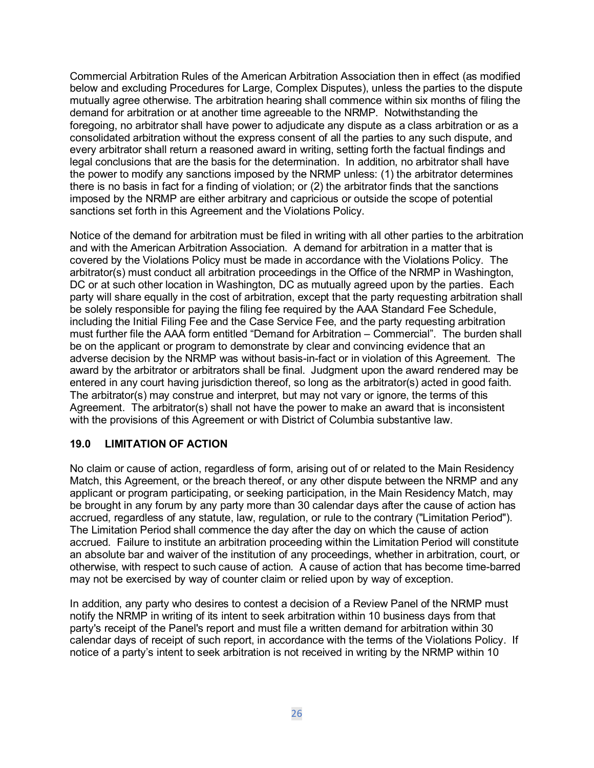Commercial Arbitration Rules of the American Arbitration Association then in effect (as modified below and excluding Procedures for Large, Complex Disputes), unless the parties to the dispute mutually agree otherwise. The arbitration hearing shall commence within six months of filing the demand for arbitration or at another time agreeable to the NRMP. Notwithstanding the foregoing, no arbitrator shall have power to adjudicate any dispute as a class arbitration or as a consolidated arbitration without the express consent of all the parties to any such dispute, and every arbitrator shall return a reasoned award in writing, setting forth the factual findings and legal conclusions that are the basis for the determination. In addition, no arbitrator shall have the power to modify any sanctions imposed by the NRMP unless: (1) the arbitrator determines there is no basis in fact for a finding of violation; or (2) the arbitrator finds that the sanctions imposed by the NRMP are either arbitrary and capricious or outside the scope of potential sanctions set forth in this Agreement and the Violations Policy.

Notice of the demand for arbitration must be filed in writing with all other parties to the arbitration and with the American Arbitration Association. A demand for arbitration in a matter that is covered by the Violations Policy must be made in accordance with the Violations Policy. The arbitrator(s) must conduct all arbitration proceedings in the Office of the NRMP in Washington, DC or at such other location in Washington, DC as mutually agreed upon by the parties. Each party will share equally in the cost of arbitration, except that the party requesting arbitration shall be solely responsible for paying the filing fee required by the AAA Standard Fee Schedule, including the Initial Filing Fee and the Case Service Fee, and the party requesting arbitration must further file the AAA form entitled "Demand for Arbitration – Commercial". The burden shall be on the applicant or program to demonstrate by clear and convincing evidence that an adverse decision by the NRMP was without basis-in-fact or in violation of this Agreement. The award by the arbitrator or arbitrators shall be final. Judgment upon the award rendered may be entered in any court having jurisdiction thereof, so long as the arbitrator(s) acted in good faith. The arbitrator(s) may construe and interpret, but may not vary or ignore, the terms of this Agreement. The arbitrator(s) shall not have the power to make an award that is inconsistent with the provisions of this Agreement or with District of Columbia substantive law.

## 19.0 LIMITATION OF ACTION

No claim or cause of action, regardless of form, arising out of or related to the Main Residency Match, this Agreement, or the breach thereof, or any other dispute between the NRMP and any applicant or program participating, or seeking participation, in the Main Residency Match, may be brought in any forum by any party more than 30 calendar days after the cause of action has accrued, regardless of any statute, law, regulation, or rule to the contrary ("Limitation Period"). The Limitation Period shall commence the day after the day on which the cause of action accrued. Failure to institute an arbitration proceeding within the Limitation Period will constitute an absolute bar and waiver of the institution of any proceedings, whether in arbitration, court, or otherwise, with respect to such cause of action. A cause of action that has become time-barred may not be exercised by way of counter claim or relied upon by way of exception.

In addition, any party who desires to contest a decision of a Review Panel of the NRMP must notify the NRMP in writing of its intent to seek arbitration within 10 business days from that party's receipt of the Panel's report and must file a written demand for arbitration within 30 calendar days of receipt of such report, in accordance with the terms of the Violations Policy. If notice of a party's intent to seek arbitration is not received in writing by the NRMP within 10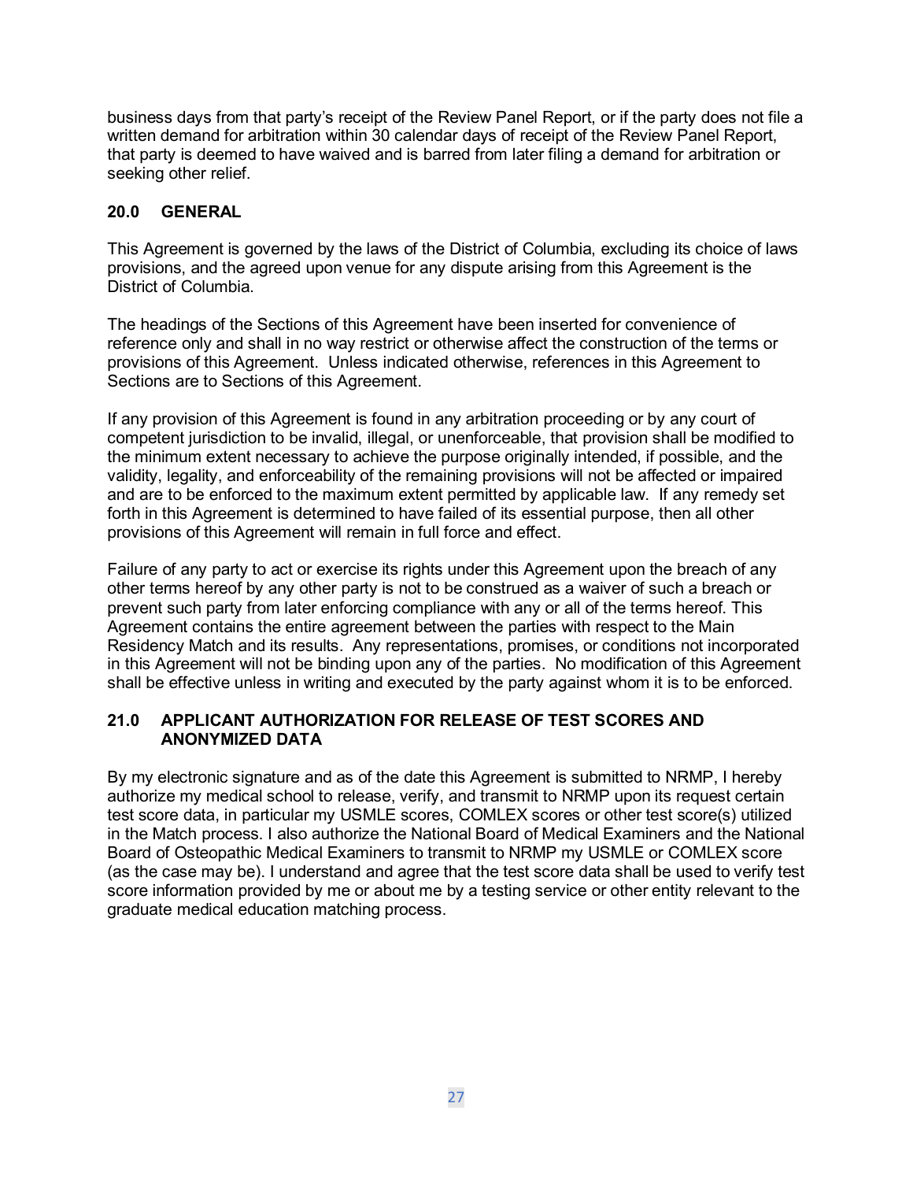business days from that party's receipt of the Review Panel Report, or if the party does not file a written demand for arbitration within 30 calendar days of receipt of the Review Panel Report, that party is deemed to have waived and is barred from later filing a demand for arbitration or seeking other relief.

## 20.0 GENERAL

This Agreement is governed by the laws of the District of Columbia, excluding its choice of laws provisions, and the agreed upon venue for any dispute arising from this Agreement is the District of Columbia.

The headings of the Sections of this Agreement have been inserted for convenience of reference only and shall in no way restrict or otherwise affect the construction of the terms or provisions of this Agreement. Unless indicated otherwise, references in this Agreement to Sections are to Sections of this Agreement.

If any provision of this Agreement is found in any arbitration proceeding or by any court of competent jurisdiction to be invalid, illegal, or unenforceable, that provision shall be modified to the minimum extent necessary to achieve the purpose originally intended, if possible, and the validity, legality, and enforceability of the remaining provisions will not be affected or impaired and are to be enforced to the maximum extent permitted by applicable law. If any remedy set forth in this Agreement is determined to have failed of its essential purpose, then all other provisions of this Agreement will remain in full force and effect.

Failure of any party to act or exercise its rights under this Agreement upon the breach of any other terms hereof by any other party is not to be construed as a waiver of such a breach or prevent such party from later enforcing compliance with any or all of the terms hereof. This Agreement contains the entire agreement between the parties with respect to the Main Residency Match and its results. Any representations, promises, or conditions not incorporated in this Agreement will not be binding upon any of the parties. No modification of this Agreement shall be effective unless in writing and executed by the party against whom it is to be enforced.

## 21.0 APPLICANT AUTHORIZATION FOR RELEASE OF TEST SCORES AND ANONYMIZED DATA

By my electronic signature and as of the date this Agreement is submitted to NRMP, I hereby authorize my medical school to release, verify, and transmit to NRMP upon its request certain test score data, in particular my USMLE scores, COMLEX scores or other test score(s) utilized in the Match process. I also authorize the National Board of Medical Examiners and the National Board of Osteopathic Medical Examiners to transmit to NRMP my USMLE or COMLEX score (as the case may be). I understand and agree that the test score data shall be used to verify test score information provided by me or about me by a testing service or other entity relevant to the graduate medical education matching process.